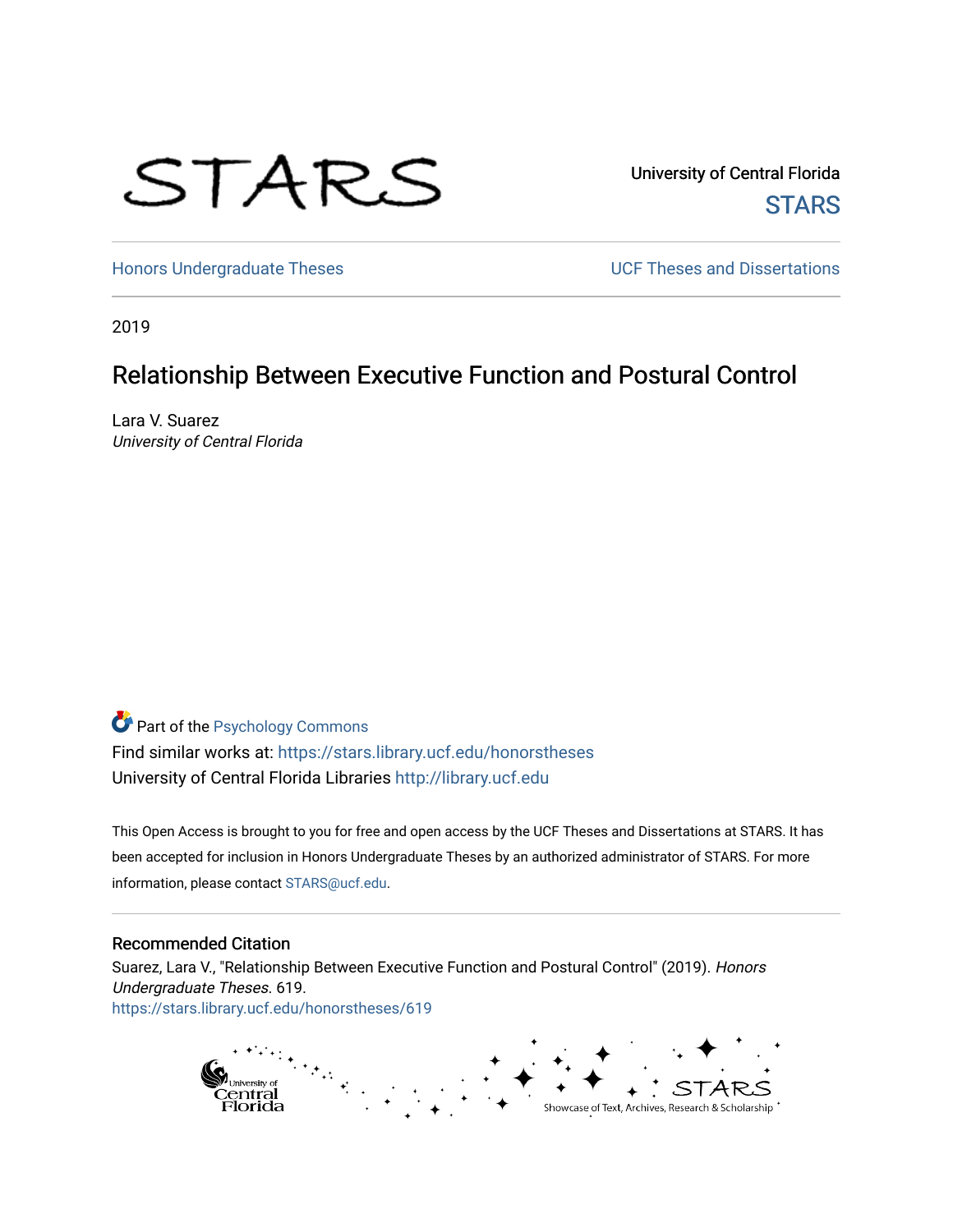STARS

University of Central Florida
STARS

Honors Undergraduate Theses

UCF Theses and Dissertations

2019

# Relationship Between Executive Function and Postural Control

Lara V. Suarez
*University of Central Florida*

Part of the Psychology Commons
Find similar works at: https://stars.library.ucf.edu/honorstheses
University of Central Florida Libraries http://library.ucf.edu

This Open Access is brought to you for free and open access by the UCF Theses and Dissertations at STARS. It has been accepted for inclusion in Honors Undergraduate Theses by an authorized administrator of STARS. For more information, please contact STARS@ucf.edu.

## Recommended Citation

Suarez, Lara V., "Relationship Between Executive Function and Postural Control" (2019). *Honors Undergraduate Theses*. 619.
https://stars.library.ucf.edu/honorstheses/619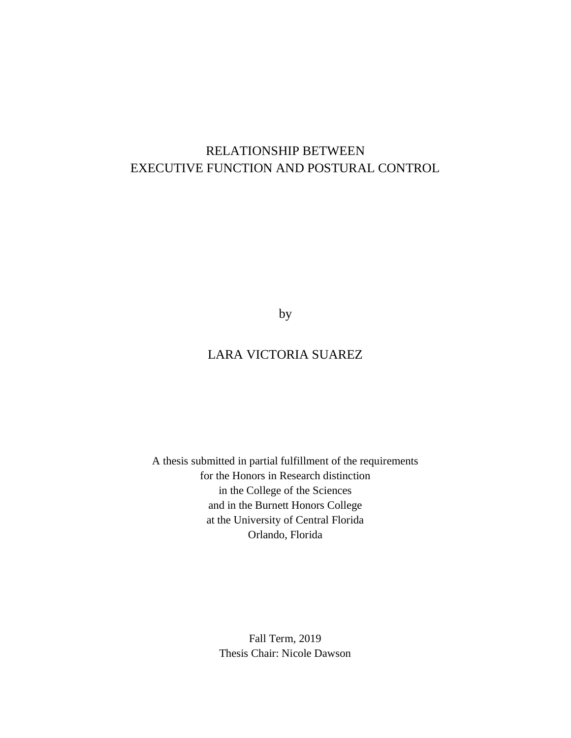# RELATIONSHIP BETWEEN EXECUTIVE FUNCTION AND POSTURAL CONTROL

by

LARA VICTORIA SUAREZ

A thesis submitted in partial fulfillment of the requirements
for the Honors in Research distinction
in the College of the Sciences
and in the Burnett Honors College
at the University of Central Florida
Orlando, Florida

Fall Term, 2019
Thesis Chair: Nicole Dawson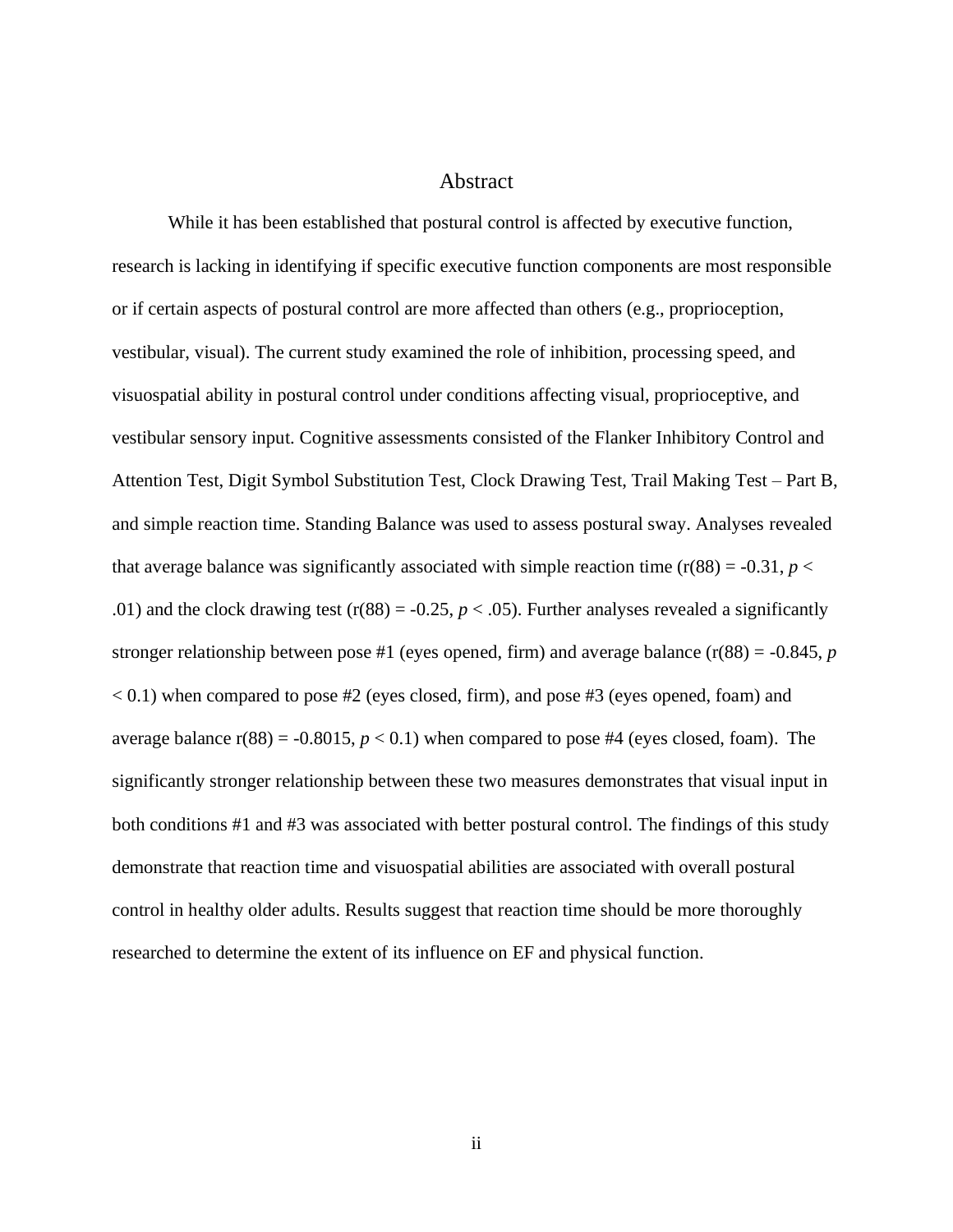# Abstract

While it has been established that postural control is affected by executive function, research is lacking in identifying if specific executive function components are most responsible or if certain aspects of postural control are more affected than others (e.g., proprioception, vestibular, visual). The current study examined the role of inhibition, processing speed, and visuospatial ability in postural control under conditions affecting visual, proprioceptive, and vestibular sensory input. Cognitive assessments consisted of the Flanker Inhibitory Control and Attention Test, Digit Symbol Substitution Test, Clock Drawing Test, Trail Making Test – Part B, and simple reaction time. Standing Balance was used to assess postural sway. Analyses revealed that average balance was significantly associated with simple reaction time ($r(88) = -0.31$, $p < .01$) and the clock drawing test ($r(88) = -0.25$, $p < .05$). Further analyses revealed a significantly stronger relationship between pose #1 (eyes opened, firm) and average balance ($r(88) = -0.845$, $p < 0.1$) when compared to pose #2 (eyes closed, firm), and pose #3 (eyes opened, foam) and average balance $r(88) = -0.8015$, $p < 0.1$) when compared to pose #4 (eyes closed, foam). The significantly stronger relationship between these two measures demonstrates that visual input in both conditions #1 and #3 was associated with better postural control. The findings of this study demonstrate that reaction time and visuospatial abilities are associated with overall postural control in healthy older adults. Results suggest that reaction time should be more thoroughly researched to determine the extent of its influence on EF and physical function.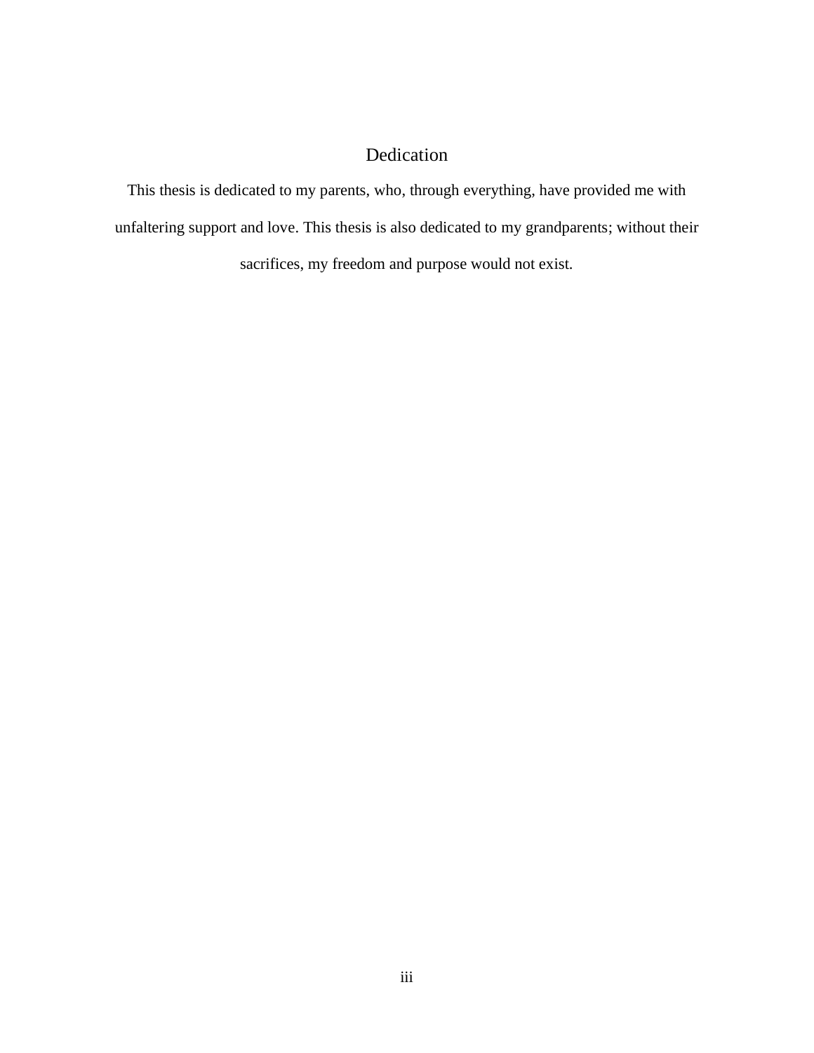# Dedication

This thesis is dedicated to my parents, who, through everything, have provided me with unfaltering support and love. This thesis is also dedicated to my grandparents; without their sacrifices, my freedom and purpose would not exist.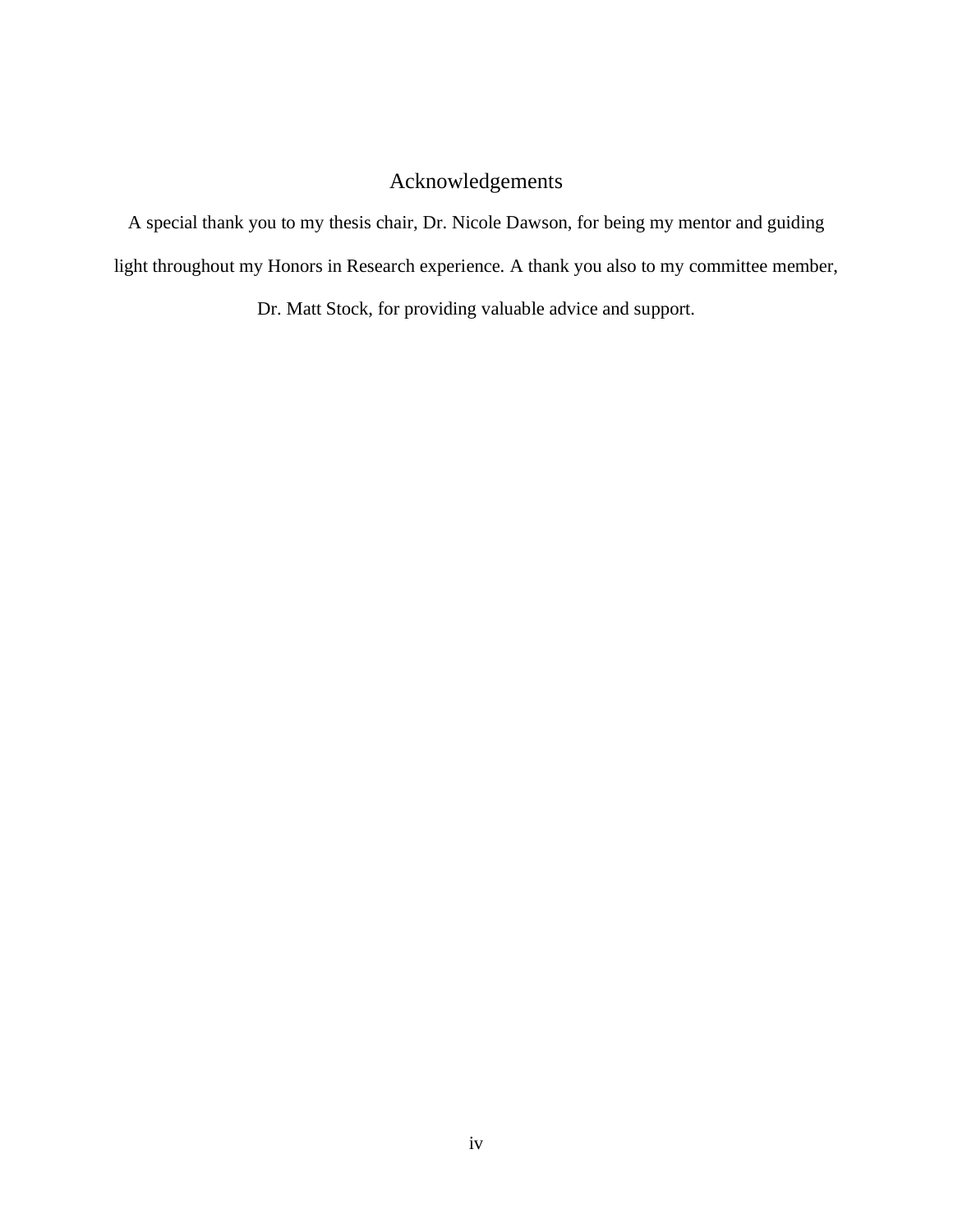# Acknowledgements

A special thank you to my thesis chair, Dr. Nicole Dawson, for being my mentor and guiding light throughout my Honors in Research experience. A thank you also to my committee member, Dr. Matt Stock, for providing valuable advice and support.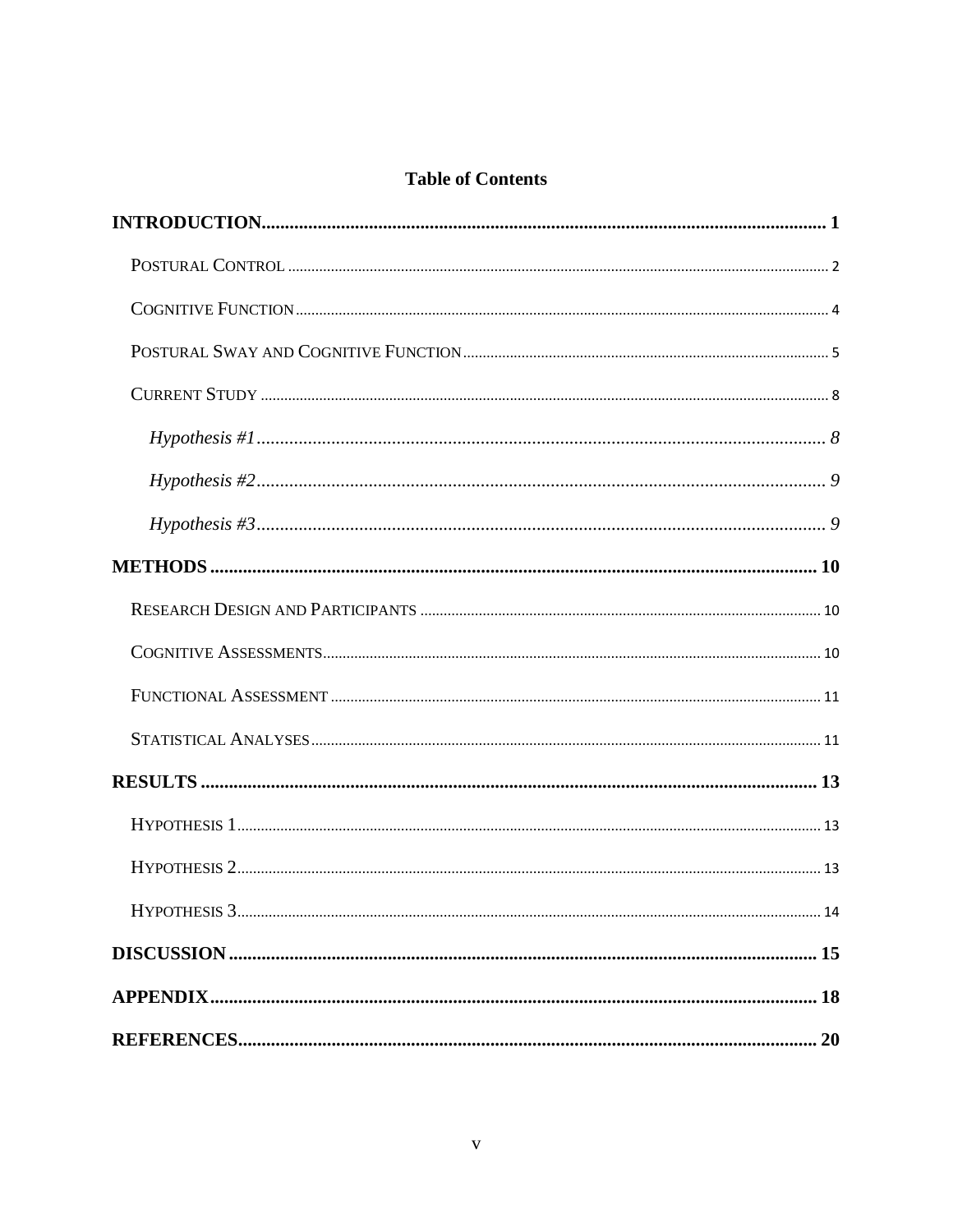## Table of Contents

**INTRODUCTION** ........................................................................................................ **1**

POSTURAL CONTROL ........................................................................................................ 2

COGNITIVE FUNCTION ........................................................................................................ 4

POSTURAL SWAY AND COGNITIVE FUNCTION ........................................................................................................ 5

CURRENT STUDY ........................................................................................................ 8

*Hypothesis #1* ........................................................................................................ *8*

*Hypothesis #2* ........................................................................................................ *9*

*Hypothesis #3* ........................................................................................................ *9*

**METHODS** ........................................................................................................ **10**

RESEARCH DESIGN AND PARTICIPANTS ........................................................................................................ 10

COGNITIVE ASSESSMENTS ........................................................................................................ 10

FUNCTIONAL ASSESSMENT ........................................................................................................ 11

STATISTICAL ANALYSES ........................................................................................................ 11

**RESULTS** ........................................................................................................ **13**

HYPOTHESIS 1 ........................................................................................................ 13

HYPOTHESIS 2 ........................................................................................................ 13

HYPOTHESIS 3 ........................................................................................................ 14

**DISCUSSION** ........................................................................................................ **15**

**APPENDIX** ........................................................................................................ **18**

**REFERENCES** ........................................................................................................ **20**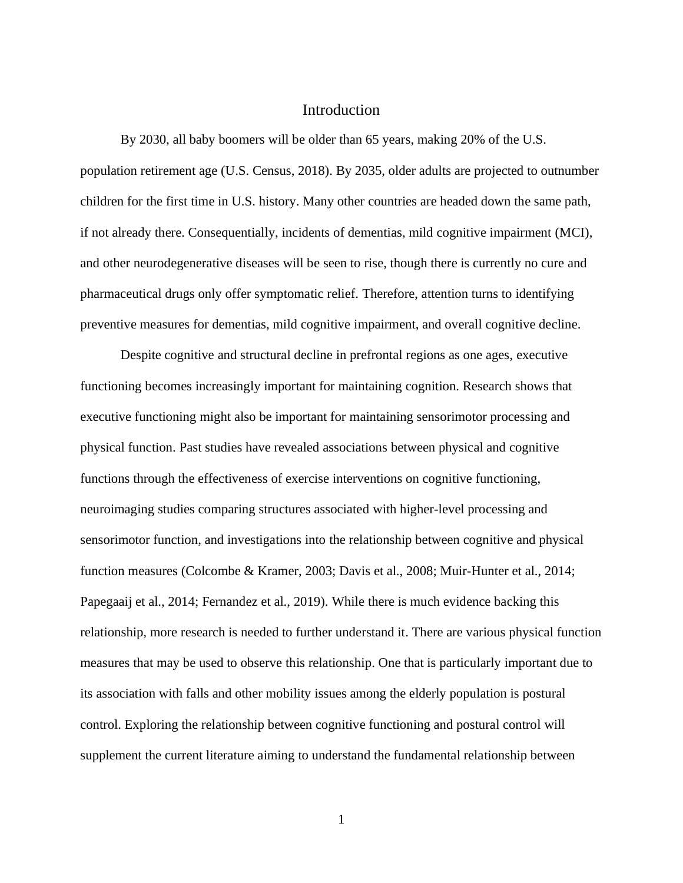# Introduction

By 2030, all baby boomers will be older than 65 years, making 20% of the U.S. population retirement age (U.S. Census, 2018). By 2035, older adults are projected to outnumber children for the first time in U.S. history. Many other countries are headed down the same path, if not already there. Consequentially, incidents of dementias, mild cognitive impairment (MCI), and other neurodegenerative diseases will be seen to rise, though there is currently no cure and pharmaceutical drugs only offer symptomatic relief. Therefore, attention turns to identifying preventive measures for dementias, mild cognitive impairment, and overall cognitive decline.

Despite cognitive and structural decline in prefrontal regions as one ages, executive functioning becomes increasingly important for maintaining cognition. Research shows that executive functioning might also be important for maintaining sensorimotor processing and physical function. Past studies have revealed associations between physical and cognitive functions through the effectiveness of exercise interventions on cognitive functioning, neuroimaging studies comparing structures associated with higher-level processing and sensorimotor function, and investigations into the relationship between cognitive and physical function measures (Colcombe & Kramer, 2003; Davis et al., 2008; Muir-Hunter et al., 2014; Papegaaij et al., 2014; Fernandez et al., 2019). While there is much evidence backing this relationship, more research is needed to further understand it. There are various physical function measures that may be used to observe this relationship. One that is particularly important due to its association with falls and other mobility issues among the elderly population is postural control. Exploring the relationship between cognitive functioning and postural control will supplement the current literature aiming to understand the fundamental relationship between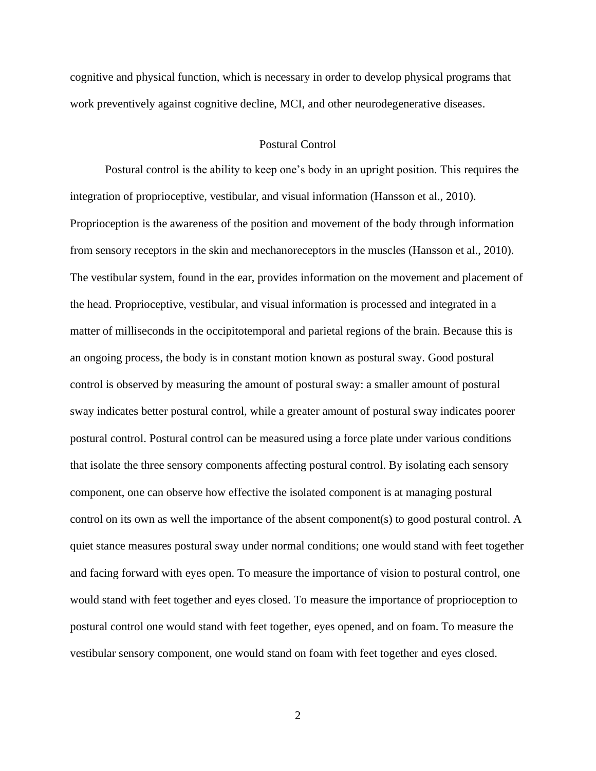cognitive and physical function, which is necessary in order to develop physical programs that work preventively against cognitive decline, MCI, and other neurodegenerative diseases.

## Postural Control

Postural control is the ability to keep one's body in an upright position. This requires the integration of proprioceptive, vestibular, and visual information (Hansson et al., 2010). Proprioception is the awareness of the position and movement of the body through information from sensory receptors in the skin and mechanoreceptors in the muscles (Hansson et al., 2010). The vestibular system, found in the ear, provides information on the movement and placement of the head. Proprioceptive, vestibular, and visual information is processed and integrated in a matter of milliseconds in the occipitotemporal and parietal regions of the brain. Because this is an ongoing process, the body is in constant motion known as postural sway. Good postural control is observed by measuring the amount of postural sway: a smaller amount of postural sway indicates better postural control, while a greater amount of postural sway indicates poorer postural control. Postural control can be measured using a force plate under various conditions that isolate the three sensory components affecting postural control. By isolating each sensory component, one can observe how effective the isolated component is at managing postural control on its own as well the importance of the absent component(s) to good postural control. A quiet stance measures postural sway under normal conditions; one would stand with feet together and facing forward with eyes open. To measure the importance of vision to postural control, one would stand with feet together and eyes closed. To measure the importance of proprioception to postural control one would stand with feet together, eyes opened, and on foam. To measure the vestibular sensory component, one would stand on foam with feet together and eyes closed.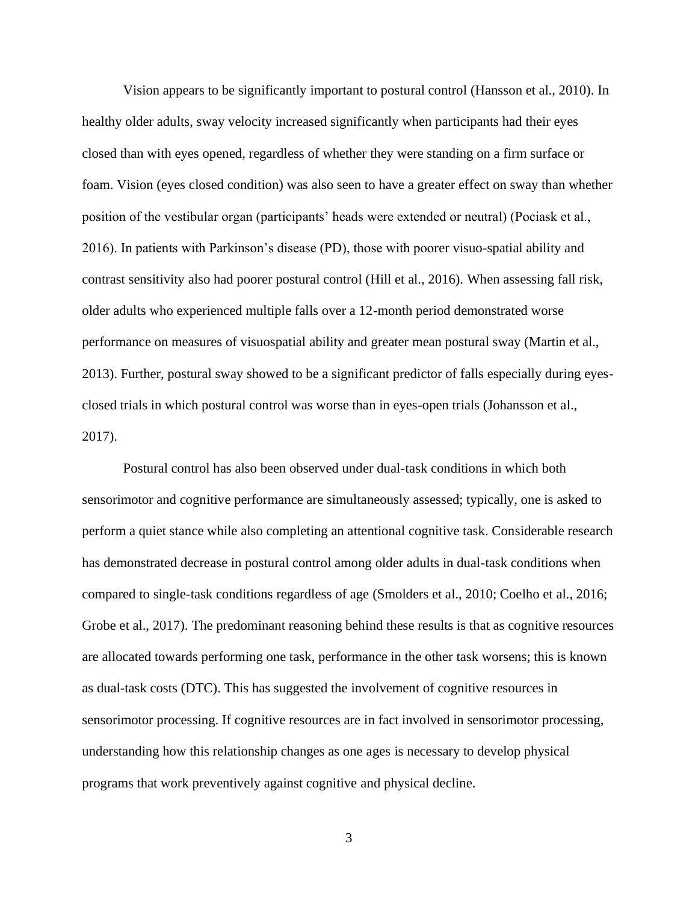Vision appears to be significantly important to postural control (Hansson et al., 2010). In healthy older adults, sway velocity increased significantly when participants had their eyes closed than with eyes opened, regardless of whether they were standing on a firm surface or foam. Vision (eyes closed condition) was also seen to have a greater effect on sway than whether position of the vestibular organ (participants' heads were extended or neutral) (Pociask et al., 2016). In patients with Parkinson's disease (PD), those with poorer visuo-spatial ability and contrast sensitivity also had poorer postural control (Hill et al., 2016). When assessing fall risk, older adults who experienced multiple falls over a 12-month period demonstrated worse performance on measures of visuospatial ability and greater mean postural sway (Martin et al., 2013). Further, postural sway showed to be a significant predictor of falls especially during eyes-closed trials in which postural control was worse than in eyes-open trials (Johansson et al., 2017).

Postural control has also been observed under dual-task conditions in which both sensorimotor and cognitive performance are simultaneously assessed; typically, one is asked to perform a quiet stance while also completing an attentional cognitive task. Considerable research has demonstrated decrease in postural control among older adults in dual-task conditions when compared to single-task conditions regardless of age (Smolders et al., 2010; Coelho et al., 2016; Grobe et al., 2017). The predominant reasoning behind these results is that as cognitive resources are allocated towards performing one task, performance in the other task worsens; this is known as dual-task costs (DTC). This has suggested the involvement of cognitive resources in sensorimotor processing. If cognitive resources are in fact involved in sensorimotor processing, understanding how this relationship changes as one ages is necessary to develop physical programs that work preventively against cognitive and physical decline.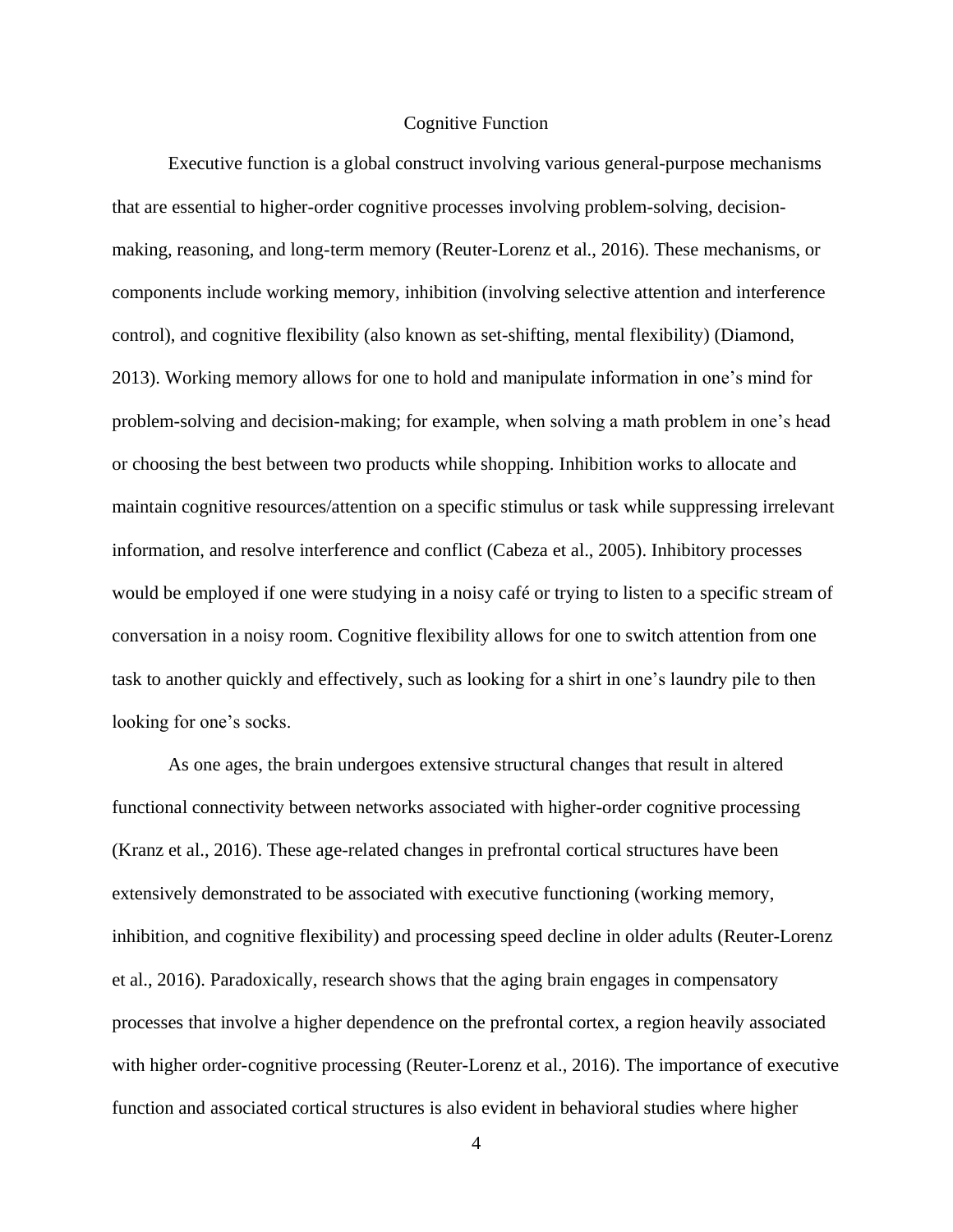## Cognitive Function

Executive function is a global construct involving various general-purpose mechanisms that are essential to higher-order cognitive processes involving problem-solving, decision-making, reasoning, and long-term memory (Reuter-Lorenz et al., 2016). These mechanisms, or components include working memory, inhibition (involving selective attention and interference control), and cognitive flexibility (also known as set-shifting, mental flexibility) (Diamond, 2013). Working memory allows for one to hold and manipulate information in one's mind for problem-solving and decision-making; for example, when solving a math problem in one's head or choosing the best between two products while shopping. Inhibition works to allocate and maintain cognitive resources/attention on a specific stimulus or task while suppressing irrelevant information, and resolve interference and conflict (Cabeza et al., 2005). Inhibitory processes would be employed if one were studying in a noisy café or trying to listen to a specific stream of conversation in a noisy room. Cognitive flexibility allows for one to switch attention from one task to another quickly and effectively, such as looking for a shirt in one's laundry pile to then looking for one's socks.

As one ages, the brain undergoes extensive structural changes that result in altered functional connectivity between networks associated with higher-order cognitive processing (Kranz et al., 2016). These age-related changes in prefrontal cortical structures have been extensively demonstrated to be associated with executive functioning (working memory, inhibition, and cognitive flexibility) and processing speed decline in older adults (Reuter-Lorenz et al., 2016). Paradoxically, research shows that the aging brain engages in compensatory processes that involve a higher dependence on the prefrontal cortex, a region heavily associated with higher order-cognitive processing (Reuter-Lorenz et al., 2016). The importance of executive function and associated cortical structures is also evident in behavioral studies where higher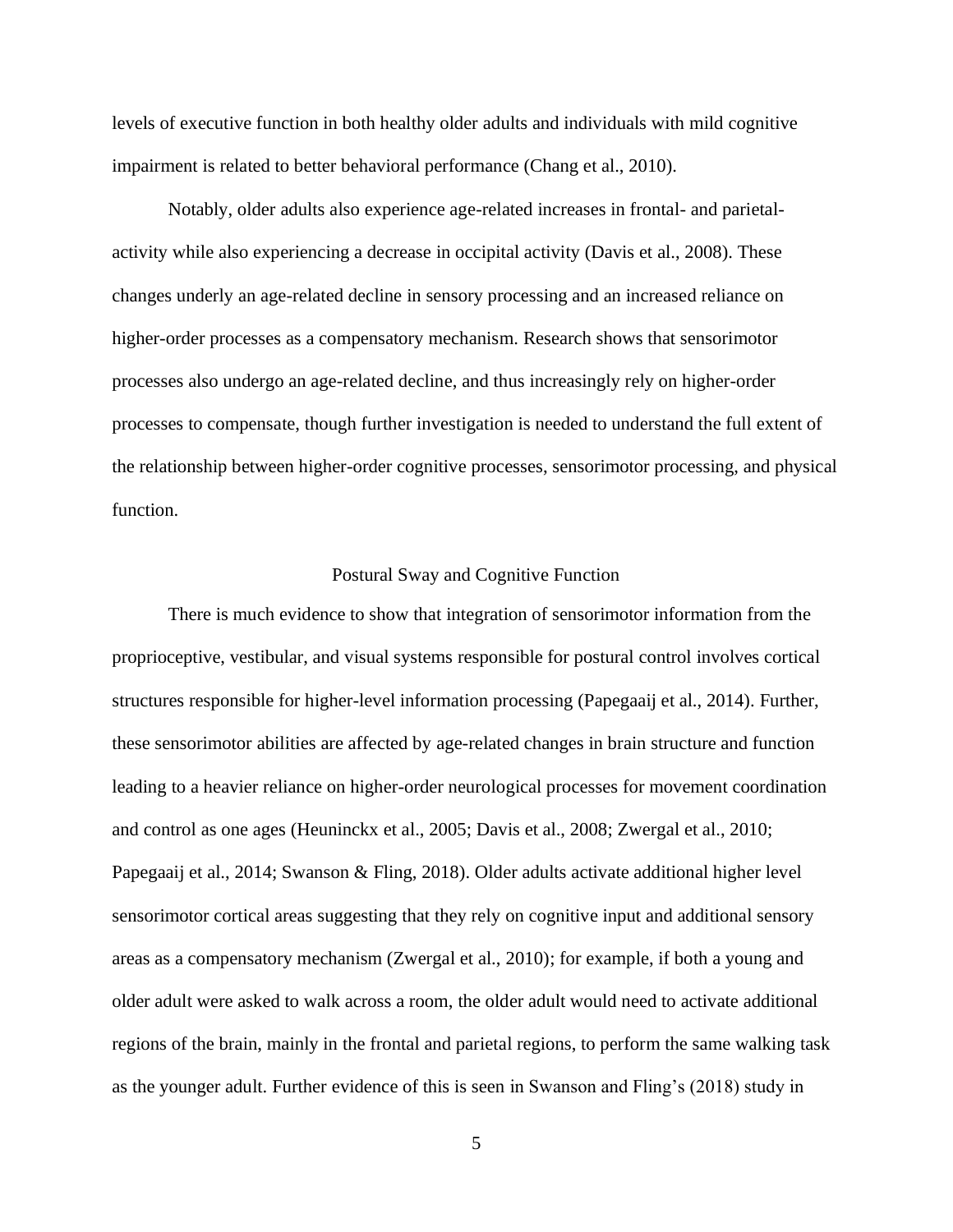levels of executive function in both healthy older adults and individuals with mild cognitive impairment is related to better behavioral performance (Chang et al., 2010).

Notably, older adults also experience age-related increases in frontal- and parietal-activity while also experiencing a decrease in occipital activity (Davis et al., 2008). These changes underly an age-related decline in sensory processing and an increased reliance on higher-order processes as a compensatory mechanism. Research shows that sensorimotor processes also undergo an age-related decline, and thus increasingly rely on higher-order processes to compensate, though further investigation is needed to understand the full extent of the relationship between higher-order cognitive processes, sensorimotor processing, and physical function.

## Postural Sway and Cognitive Function

There is much evidence to show that integration of sensorimotor information from the proprioceptive, vestibular, and visual systems responsible for postural control involves cortical structures responsible for higher-level information processing (Papegaaij et al., 2014). Further, these sensorimotor abilities are affected by age-related changes in brain structure and function leading to a heavier reliance on higher-order neurological processes for movement coordination and control as one ages (Heuninckx et al., 2005; Davis et al., 2008; Zwergal et al., 2010; Papegaaij et al., 2014; Swanson & Fling, 2018). Older adults activate additional higher level sensorimotor cortical areas suggesting that they rely on cognitive input and additional sensory areas as a compensatory mechanism (Zwergal et al., 2010); for example, if both a young and older adult were asked to walk across a room, the older adult would need to activate additional regions of the brain, mainly in the frontal and parietal regions, to perform the same walking task as the younger adult. Further evidence of this is seen in Swanson and Fling's (2018) study in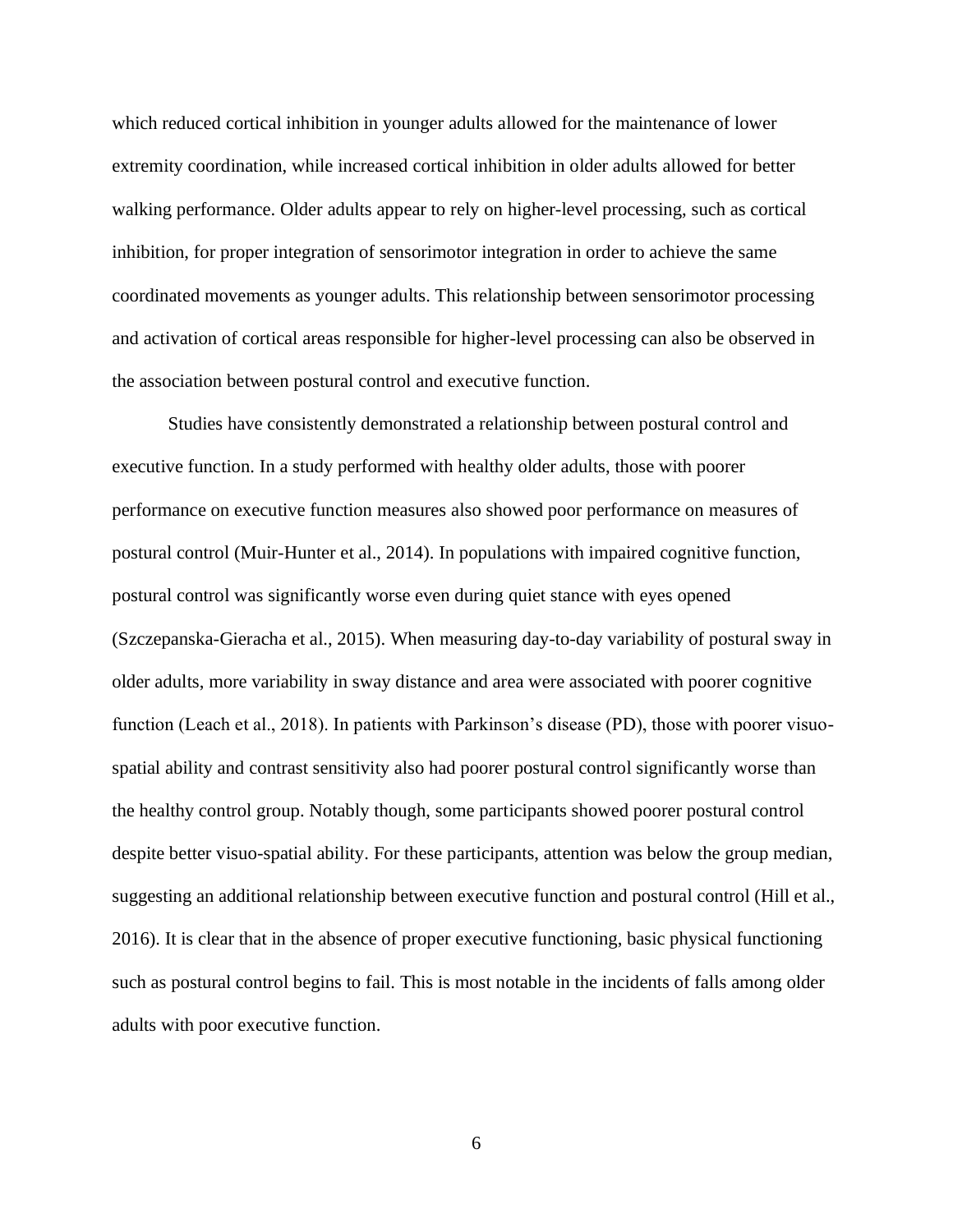which reduced cortical inhibition in younger adults allowed for the maintenance of lower extremity coordination, while increased cortical inhibition in older adults allowed for better walking performance. Older adults appear to rely on higher-level processing, such as cortical inhibition, for proper integration of sensorimotor integration in order to achieve the same coordinated movements as younger adults. This relationship between sensorimotor processing and activation of cortical areas responsible for higher-level processing can also be observed in the association between postural control and executive function.

Studies have consistently demonstrated a relationship between postural control and executive function. In a study performed with healthy older adults, those with poorer performance on executive function measures also showed poor performance on measures of postural control (Muir-Hunter et al., 2014). In populations with impaired cognitive function, postural control was significantly worse even during quiet stance with eyes opened (Szczepanska-Gieracha et al., 2015). When measuring day-to-day variability of postural sway in older adults, more variability in sway distance and area were associated with poorer cognitive function (Leach et al., 2018). In patients with Parkinson's disease (PD), those with poorer visuo-spatial ability and contrast sensitivity also had poorer postural control significantly worse than the healthy control group. Notably though, some participants showed poorer postural control despite better visuo-spatial ability. For these participants, attention was below the group median, suggesting an additional relationship between executive function and postural control (Hill et al., 2016). It is clear that in the absence of proper executive functioning, basic physical functioning such as postural control begins to fail. This is most notable in the incidents of falls among older adults with poor executive function.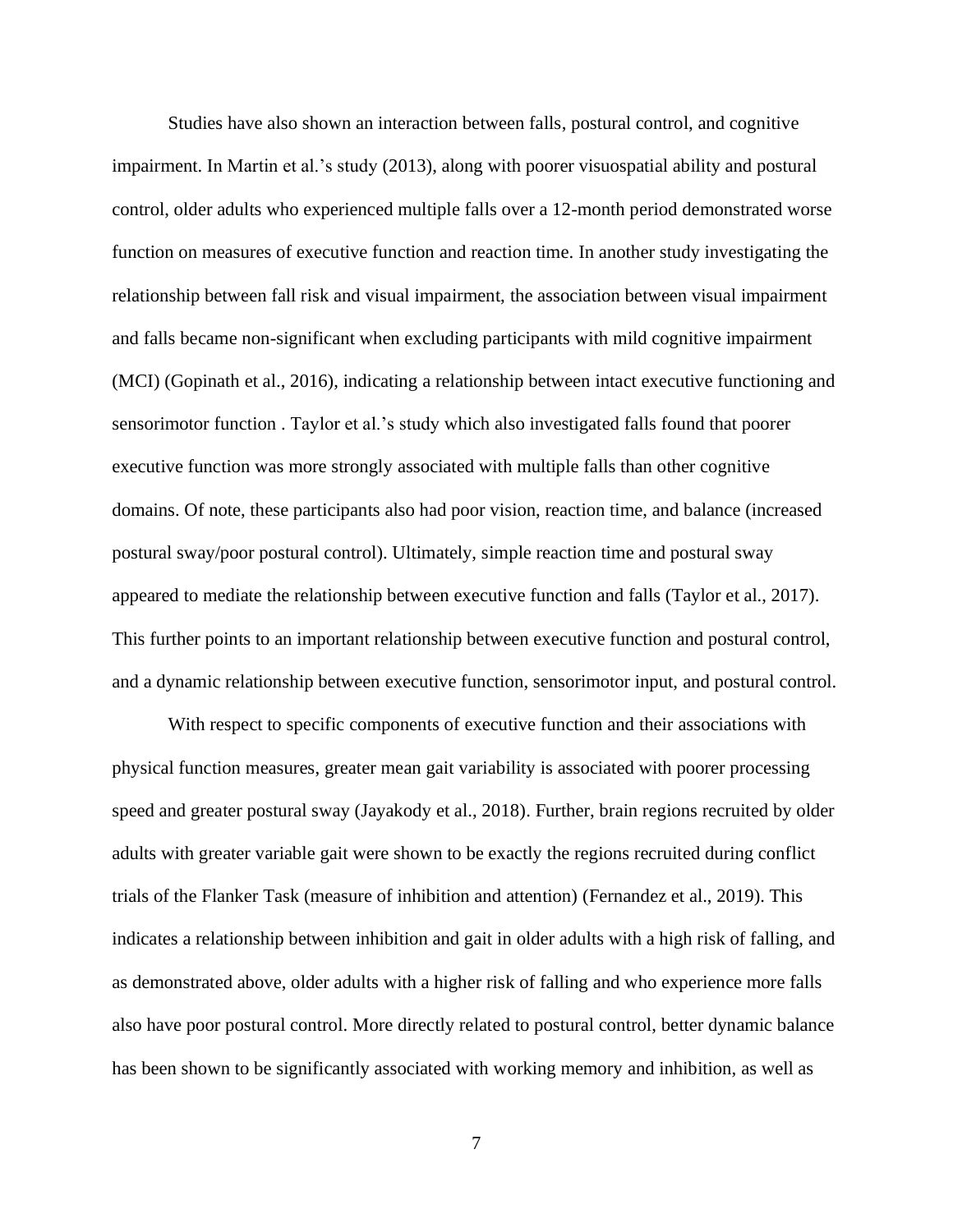Studies have also shown an interaction between falls, postural control, and cognitive impairment. In Martin et al.'s study (2013), along with poorer visuospatial ability and postural control, older adults who experienced multiple falls over a 12-month period demonstrated worse function on measures of executive function and reaction time. In another study investigating the relationship between fall risk and visual impairment, the association between visual impairment and falls became non-significant when excluding participants with mild cognitive impairment (MCI) (Gopinath et al., 2016), indicating a relationship between intact executive functioning and sensorimotor function . Taylor et al.'s study which also investigated falls found that poorer executive function was more strongly associated with multiple falls than other cognitive domains. Of note, these participants also had poor vision, reaction time, and balance (increased postural sway/poor postural control). Ultimately, simple reaction time and postural sway appeared to mediate the relationship between executive function and falls (Taylor et al., 2017). This further points to an important relationship between executive function and postural control, and a dynamic relationship between executive function, sensorimotor input, and postural control.

With respect to specific components of executive function and their associations with physical function measures, greater mean gait variability is associated with poorer processing speed and greater postural sway (Jayakody et al., 2018). Further, brain regions recruited by older adults with greater variable gait were shown to be exactly the regions recruited during conflict trials of the Flanker Task (measure of inhibition and attention) (Fernandez et al., 2019). This indicates a relationship between inhibition and gait in older adults with a high risk of falling, and as demonstrated above, older adults with a higher risk of falling and who experience more falls also have poor postural control. More directly related to postural control, better dynamic balance has been shown to be significantly associated with working memory and inhibition, as well as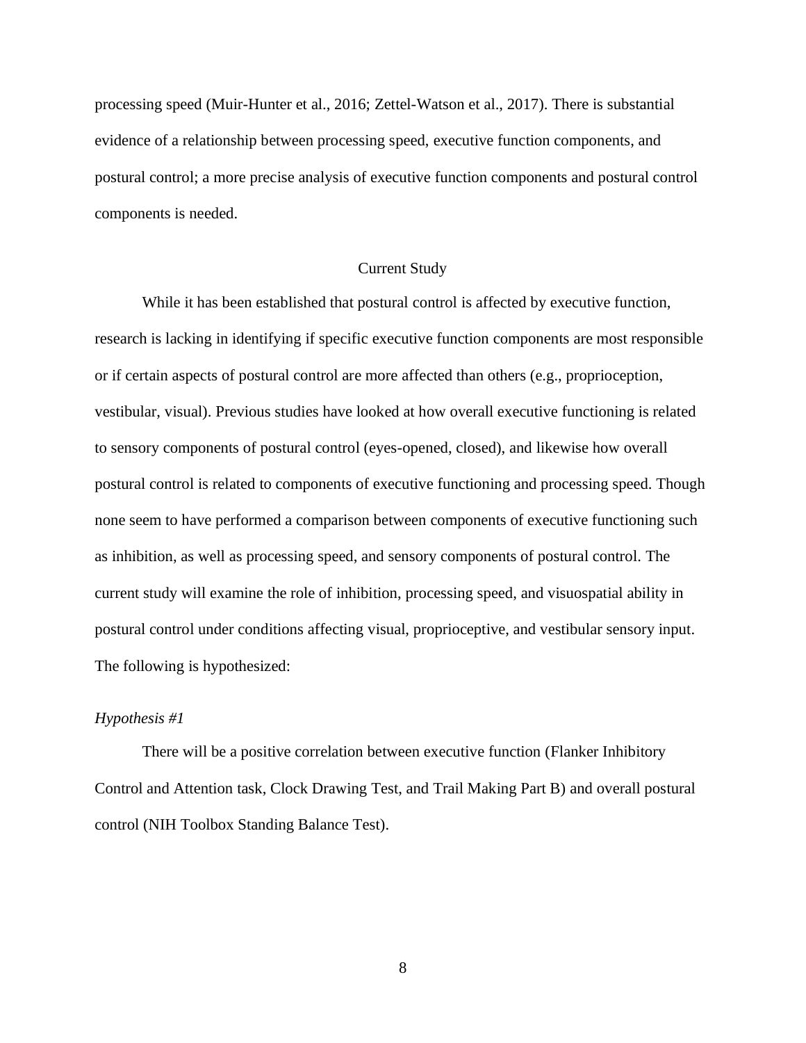processing speed (Muir-Hunter et al., 2016; Zettel-Watson et al., 2017). There is substantial evidence of a relationship between processing speed, executive function components, and postural control; a more precise analysis of executive function components and postural control components is needed.

## Current Study

While it has been established that postural control is affected by executive function, research is lacking in identifying if specific executive function components are most responsible or if certain aspects of postural control are more affected than others (e.g., proprioception, vestibular, visual). Previous studies have looked at how overall executive functioning is related to sensory components of postural control (eyes-opened, closed), and likewise how overall postural control is related to components of executive functioning and processing speed. Though none seem to have performed a comparison between components of executive functioning such as inhibition, as well as processing speed, and sensory components of postural control. The current study will examine the role of inhibition, processing speed, and visuospatial ability in postural control under conditions affecting visual, proprioceptive, and vestibular sensory input. The following is hypothesized:

### *Hypothesis #1*

There will be a positive correlation between executive function (Flanker Inhibitory Control and Attention task, Clock Drawing Test, and Trail Making Part B) and overall postural control (NIH Toolbox Standing Balance Test).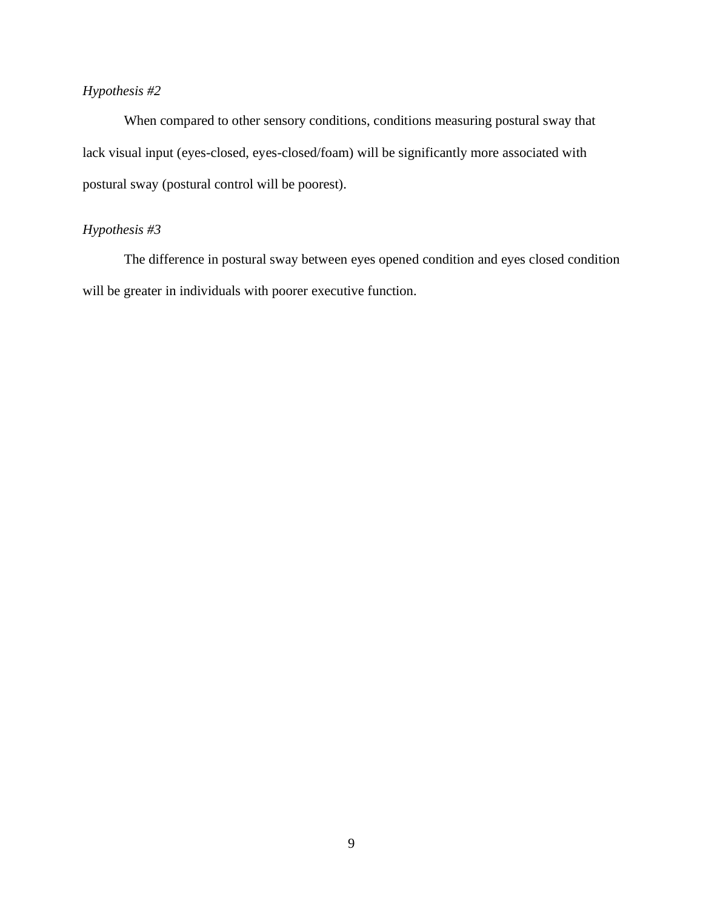*Hypothesis #2*

When compared to other sensory conditions, conditions measuring postural sway that lack visual input (eyes-closed, eyes-closed/foam) will be significantly more associated with postural sway (postural control will be poorest).

*Hypothesis #3*

The difference in postural sway between eyes opened condition and eyes closed condition will be greater in individuals with poorer executive function.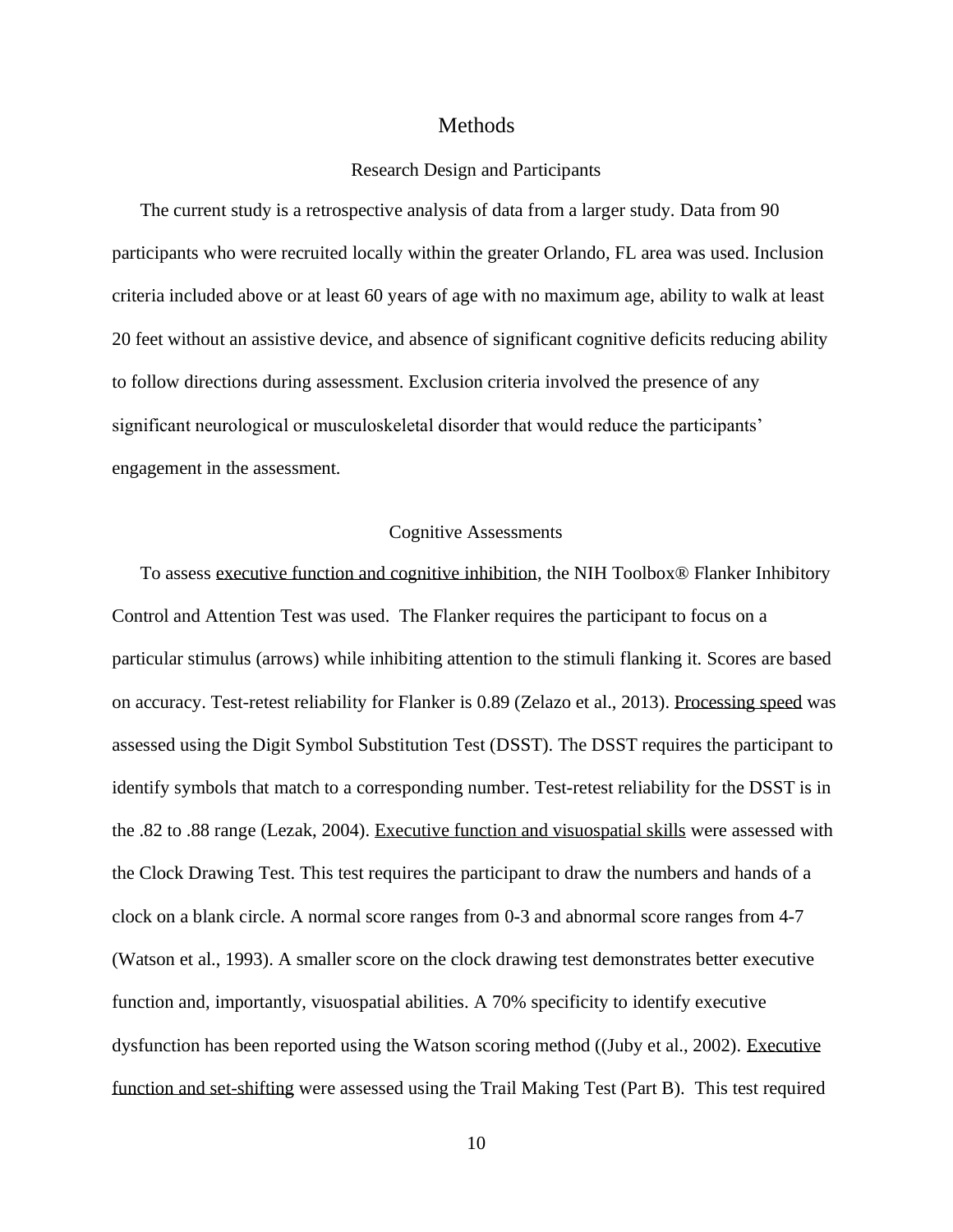# Methods

## Research Design and Participants

The current study is a retrospective analysis of data from a larger study. Data from 90 participants who were recruited locally within the greater Orlando, FL area was used. Inclusion criteria included above or at least 60 years of age with no maximum age, ability to walk at least 20 feet without an assistive device, and absence of significant cognitive deficits reducing ability to follow directions during assessment. Exclusion criteria involved the presence of any significant neurological or musculoskeletal disorder that would reduce the participants' engagement in the assessment.

## Cognitive Assessments

To assess executive function and cognitive inhibition, the NIH Toolbox® Flanker Inhibitory Control and Attention Test was used. The Flanker requires the participant to focus on a particular stimulus (arrows) while inhibiting attention to the stimuli flanking it. Scores are based on accuracy. Test-retest reliability for Flanker is 0.89 (Zelazo et al., 2013). Processing speed was assessed using the Digit Symbol Substitution Test (DSST). The DSST requires the participant to identify symbols that match to a corresponding number. Test-retest reliability for the DSST is in the .82 to .88 range (Lezak, 2004). Executive function and visuospatial skills were assessed with the Clock Drawing Test. This test requires the participant to draw the numbers and hands of a clock on a blank circle. A normal score ranges from 0-3 and abnormal score ranges from 4-7 (Watson et al., 1993). A smaller score on the clock drawing test demonstrates better executive function and, importantly, visuospatial abilities. A 70% specificity to identify executive dysfunction has been reported using the Watson scoring method ((Juby et al., 2002). Executive function and set-shifting were assessed using the Trail Making Test (Part B). This test required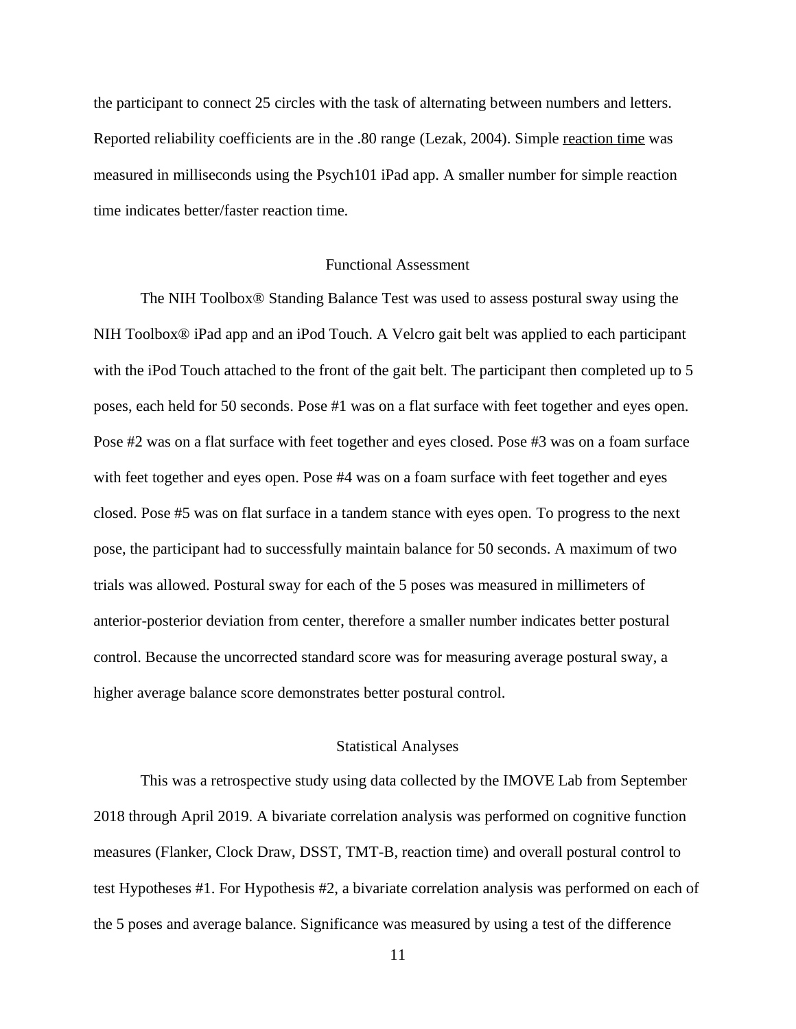the participant to connect 25 circles with the task of alternating between numbers and letters. Reported reliability coefficients are in the .80 range (Lezak, 2004). Simple reaction time was measured in milliseconds using the Psych101 iPad app. A smaller number for simple reaction time indicates better/faster reaction time.

## Functional Assessment

The NIH Toolbox® Standing Balance Test was used to assess postural sway using the NIH Toolbox® iPad app and an iPod Touch. A Velcro gait belt was applied to each participant with the iPod Touch attached to the front of the gait belt. The participant then completed up to 5 poses, each held for 50 seconds. Pose #1 was on a flat surface with feet together and eyes open. Pose #2 was on a flat surface with feet together and eyes closed. Pose #3 was on a foam surface with feet together and eyes open. Pose #4 was on a foam surface with feet together and eyes closed. Pose #5 was on flat surface in a tandem stance with eyes open. To progress to the next pose, the participant had to successfully maintain balance for 50 seconds. A maximum of two trials was allowed. Postural sway for each of the 5 poses was measured in millimeters of anterior-posterior deviation from center, therefore a smaller number indicates better postural control. Because the uncorrected standard score was for measuring average postural sway, a higher average balance score demonstrates better postural control.

## Statistical Analyses

This was a retrospective study using data collected by the IMOVE Lab from September 2018 through April 2019. A bivariate correlation analysis was performed on cognitive function measures (Flanker, Clock Draw, DSST, TMT-B, reaction time) and overall postural control to test Hypotheses #1. For Hypothesis #2, a bivariate correlation analysis was performed on each of the 5 poses and average balance. Significance was measured by using a test of the difference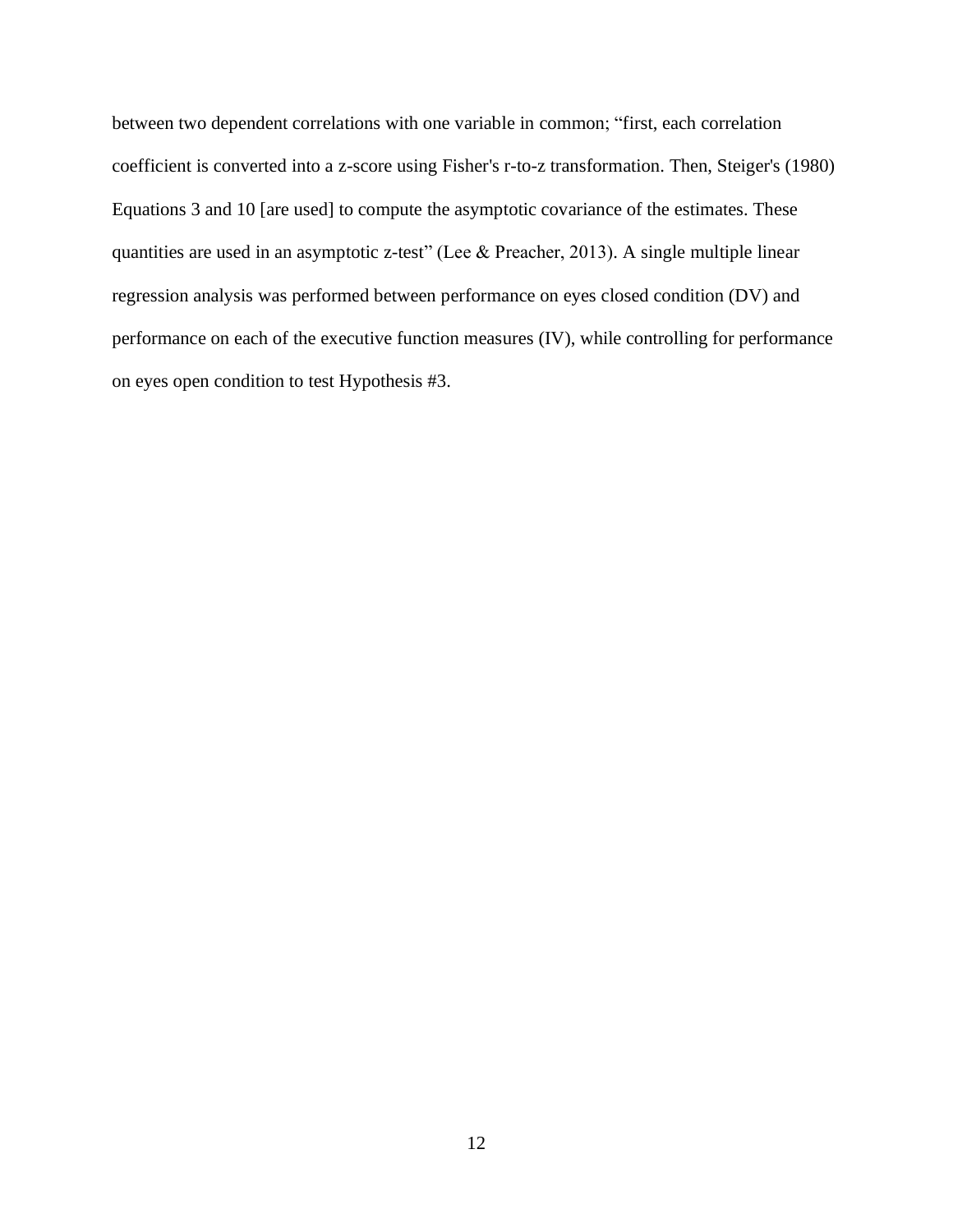between two dependent correlations with one variable in common; “first, each correlation coefficient is converted into a z-score using Fisher's r-to-z transformation. Then, Steiger's (1980) Equations 3 and 10 [are used] to compute the asymptotic covariance of the estimates. These quantities are used in an asymptotic z-test” (Lee & Preacher, 2013). A single multiple linear regression analysis was performed between performance on eyes closed condition (DV) and performance on each of the executive function measures (IV), while controlling for performance on eyes open condition to test Hypothesis #3.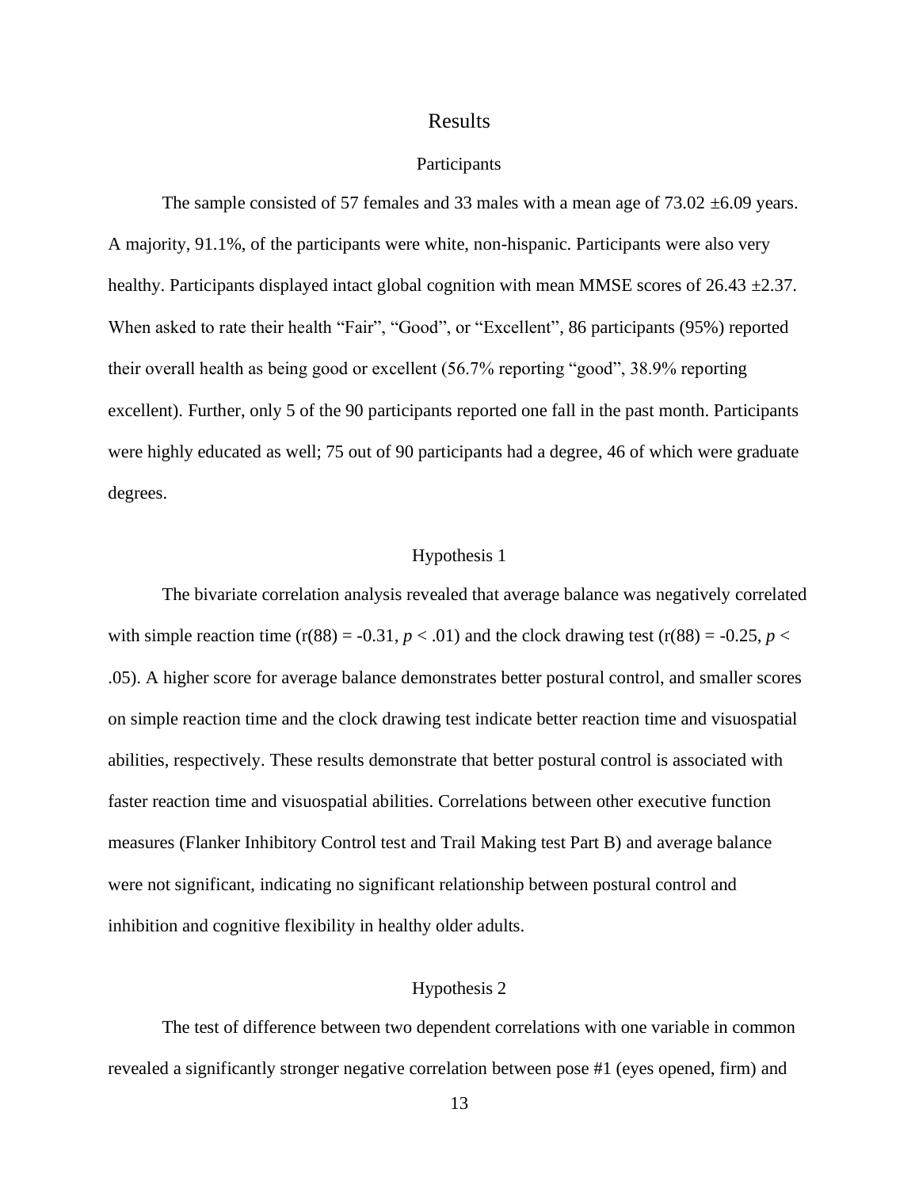# Results

## Participants

The sample consisted of 57 females and 33 males with a mean age of 73.02 ±6.09 years. A majority, 91.1%, of the participants were white, non-hispanic. Participants were also very healthy. Participants displayed intact global cognition with mean MMSE scores of 26.43 ±2.37. When asked to rate their health "Fair", "Good", or "Excellent", 86 participants (95%) reported their overall health as being good or excellent (56.7% reporting "good", 38.9% reporting excellent). Further, only 5 of the 90 participants reported one fall in the past month. Participants were highly educated as well; 75 out of 90 participants had a degree, 46 of which were graduate degrees.

## Hypothesis 1

The bivariate correlation analysis revealed that average balance was negatively correlated with simple reaction time ($r(88) = -0.31$, $p < .01$) and the clock drawing test ($r(88) = -0.25$, $p < .05$). A higher score for average balance demonstrates better postural control, and smaller scores on simple reaction time and the clock drawing test indicate better reaction time and visuospatial abilities, respectively. These results demonstrate that better postural control is associated with faster reaction time and visuospatial abilities. Correlations between other executive function measures (Flanker Inhibitory Control test and Trail Making test Part B) and average balance were not significant, indicating no significant relationship between postural control and inhibition and cognitive flexibility in healthy older adults.

## Hypothesis 2

The test of difference between two dependent correlations with one variable in common revealed a significantly stronger negative correlation between pose #1 (eyes opened, firm) and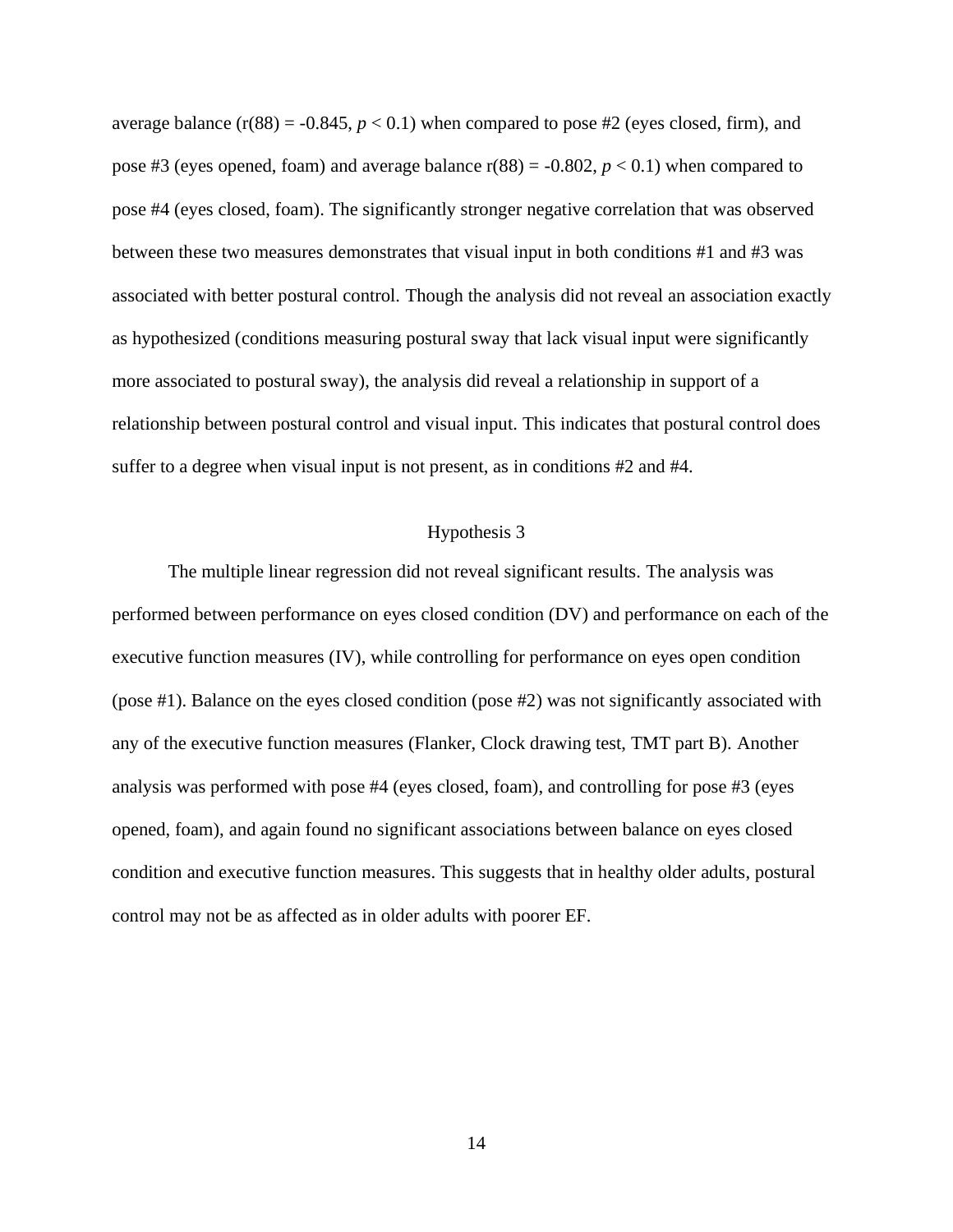average balance ($r(88) = -0.845$, $p < 0.1$) when compared to pose #2 (eyes closed, firm), and pose #3 (eyes opened, foam) and average balance $r(88) = -0.802$, $p < 0.1$) when compared to pose #4 (eyes closed, foam). The significantly stronger negative correlation that was observed between these two measures demonstrates that visual input in both conditions #1 and #3 was associated with better postural control. Though the analysis did not reveal an association exactly as hypothesized (conditions measuring postural sway that lack visual input were significantly more associated to postural sway), the analysis did reveal a relationship in support of a relationship between postural control and visual input. This indicates that postural control does suffer to a degree when visual input is not present, as in conditions #2 and #4.

## Hypothesis 3

The multiple linear regression did not reveal significant results. The analysis was performed between performance on eyes closed condition (DV) and performance on each of the executive function measures (IV), while controlling for performance on eyes open condition (pose #1). Balance on the eyes closed condition (pose #2) was not significantly associated with any of the executive function measures (Flanker, Clock drawing test, TMT part B). Another analysis was performed with pose #4 (eyes closed, foam), and controlling for pose #3 (eyes opened, foam), and again found no significant associations between balance on eyes closed condition and executive function measures. This suggests that in healthy older adults, postural control may not be as affected as in older adults with poorer EF.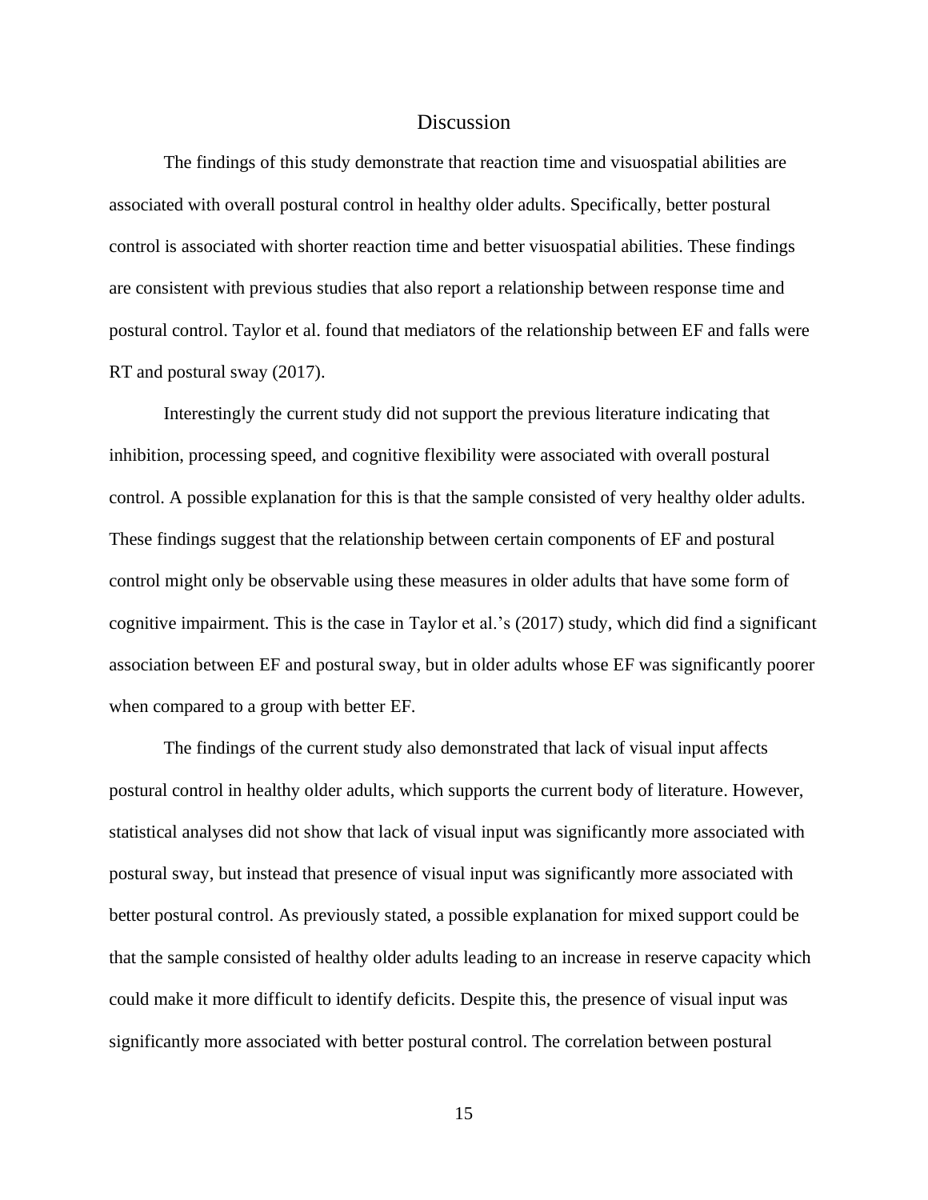# Discussion

The findings of this study demonstrate that reaction time and visuospatial abilities are associated with overall postural control in healthy older adults. Specifically, better postural control is associated with shorter reaction time and better visuospatial abilities. These findings are consistent with previous studies that also report a relationship between response time and postural control. Taylor et al. found that mediators of the relationship between EF and falls were RT and postural sway (2017).

Interestingly the current study did not support the previous literature indicating that inhibition, processing speed, and cognitive flexibility were associated with overall postural control. A possible explanation for this is that the sample consisted of very healthy older adults. These findings suggest that the relationship between certain components of EF and postural control might only be observable using these measures in older adults that have some form of cognitive impairment. This is the case in Taylor et al.'s (2017) study, which did find a significant association between EF and postural sway, but in older adults whose EF was significantly poorer when compared to a group with better EF.

The findings of the current study also demonstrated that lack of visual input affects postural control in healthy older adults, which supports the current body of literature. However, statistical analyses did not show that lack of visual input was significantly more associated with postural sway, but instead that presence of visual input was significantly more associated with better postural control. As previously stated, a possible explanation for mixed support could be that the sample consisted of healthy older adults leading to an increase in reserve capacity which could make it more difficult to identify deficits. Despite this, the presence of visual input was significantly more associated with better postural control. The correlation between postural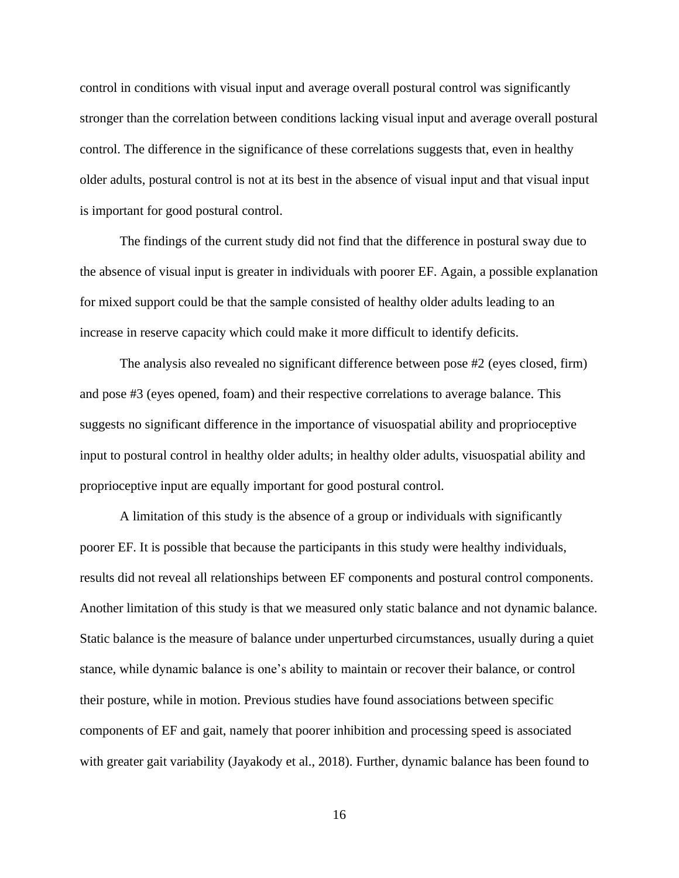control in conditions with visual input and average overall postural control was significantly stronger than the correlation between conditions lacking visual input and average overall postural control. The difference in the significance of these correlations suggests that, even in healthy older adults, postural control is not at its best in the absence of visual input and that visual input is important for good postural control.

The findings of the current study did not find that the difference in postural sway due to the absence of visual input is greater in individuals with poorer EF. Again, a possible explanation for mixed support could be that the sample consisted of healthy older adults leading to an increase in reserve capacity which could make it more difficult to identify deficits.

The analysis also revealed no significant difference between pose #2 (eyes closed, firm) and pose #3 (eyes opened, foam) and their respective correlations to average balance. This suggests no significant difference in the importance of visuospatial ability and proprioceptive input to postural control in healthy older adults; in healthy older adults, visuospatial ability and proprioceptive input are equally important for good postural control.

A limitation of this study is the absence of a group or individuals with significantly poorer EF. It is possible that because the participants in this study were healthy individuals, results did not reveal all relationships between EF components and postural control components. Another limitation of this study is that we measured only static balance and not dynamic balance. Static balance is the measure of balance under unperturbed circumstances, usually during a quiet stance, while dynamic balance is one's ability to maintain or recover their balance, or control their posture, while in motion. Previous studies have found associations between specific components of EF and gait, namely that poorer inhibition and processing speed is associated with greater gait variability (Jayakody et al., 2018). Further, dynamic balance has been found to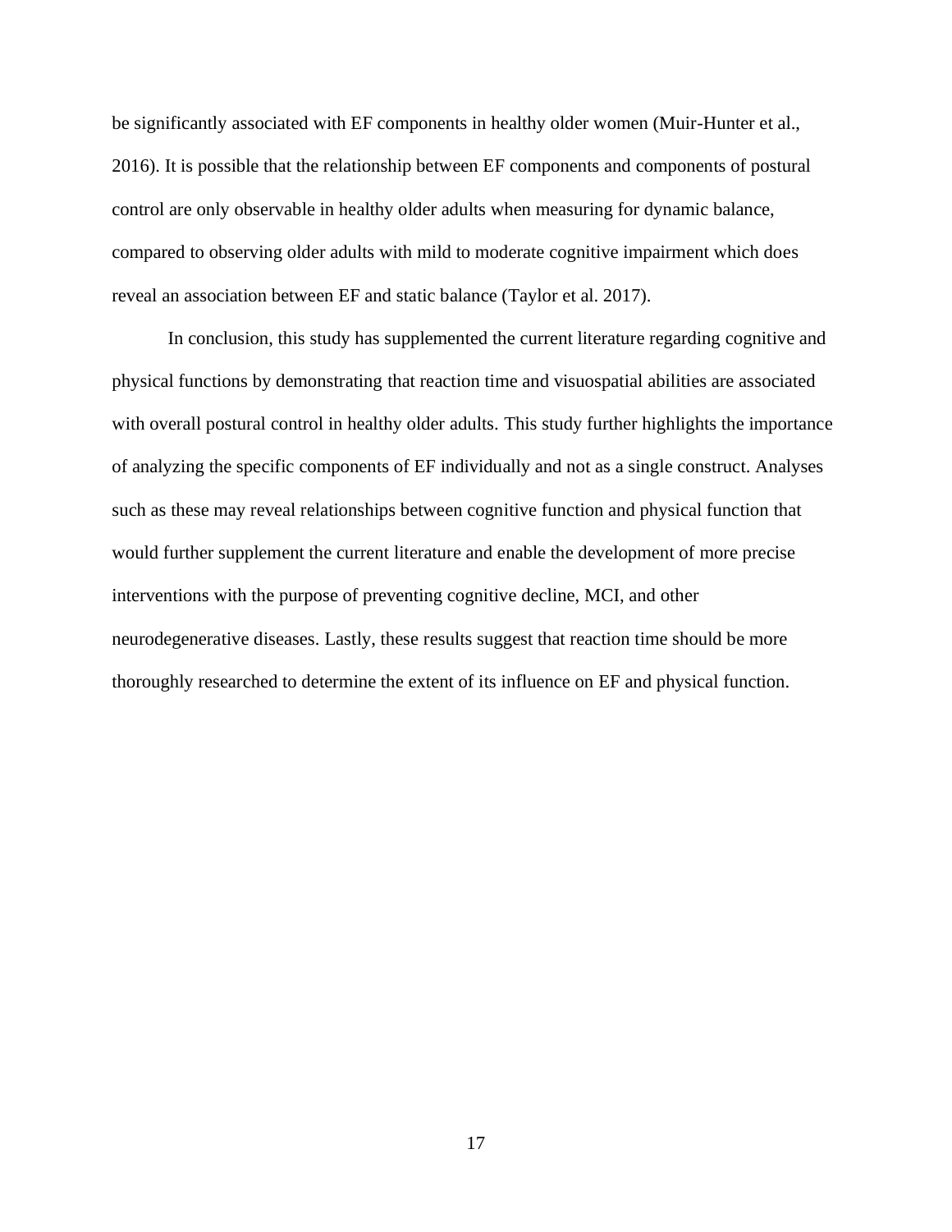be significantly associated with EF components in healthy older women (Muir-Hunter et al., 2016). It is possible that the relationship between EF components and components of postural control are only observable in healthy older adults when measuring for dynamic balance, compared to observing older adults with mild to moderate cognitive impairment which does reveal an association between EF and static balance (Taylor et al. 2017).

In conclusion, this study has supplemented the current literature regarding cognitive and physical functions by demonstrating that reaction time and visuospatial abilities are associated with overall postural control in healthy older adults. This study further highlights the importance of analyzing the specific components of EF individually and not as a single construct. Analyses such as these may reveal relationships between cognitive function and physical function that would further supplement the current literature and enable the development of more precise interventions with the purpose of preventing cognitive decline, MCI, and other neurodegenerative diseases. Lastly, these results suggest that reaction time should be more thoroughly researched to determine the extent of its influence on EF and physical function.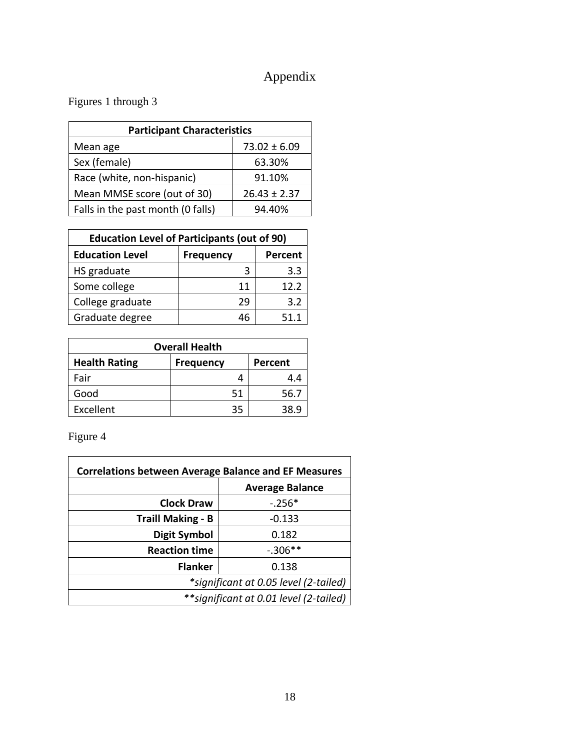# Appendix

Figures 1 through 3

| Participant Characteristics | |
|---|---|
| Mean age | 73.02 ± 6.09 |
| Sex (female) | 63.30% |
| Race (white, non-hispanic) | 91.10% |
| Mean MMSE score (out of 30) | 26.43 ± 2.37 |
| Falls in the past month (0 falls) | 94.40% |

| Education Level of Participants (out of 90) | | |
|---|---|---|
| **Education Level** | **Frequency** | **Percent** |
| HS graduate | 3 | 3.3 |
| Some college | 11 | 12.2 |
| College graduate | 29 | 3.2 |
| Graduate degree | 46 | 51.1 |

| Overall Health | | |
|---|---|---|
| **Health Rating** | **Frequency** | **Percent** |
| Fair | 4 | 4.4 |
| Good | 51 | 56.7 |
| Excellent | 35 | 38.9 |

Figure 4

| Correlations between Average Balance and EF Measures | |
|---|---|
| | **Average Balance** |
| **Clock Draw** | -.256* |
| **Traill Making - B** | -0.133 |
| **Digit Symbol** | 0.182 |
| **Reaction time** | -.306** |
| **Flanker** | 0.138 |
| *\*significant at 0.05 level (2-tailed)* | |
| *\*\*significant at 0.01 level (2-tailed)* | |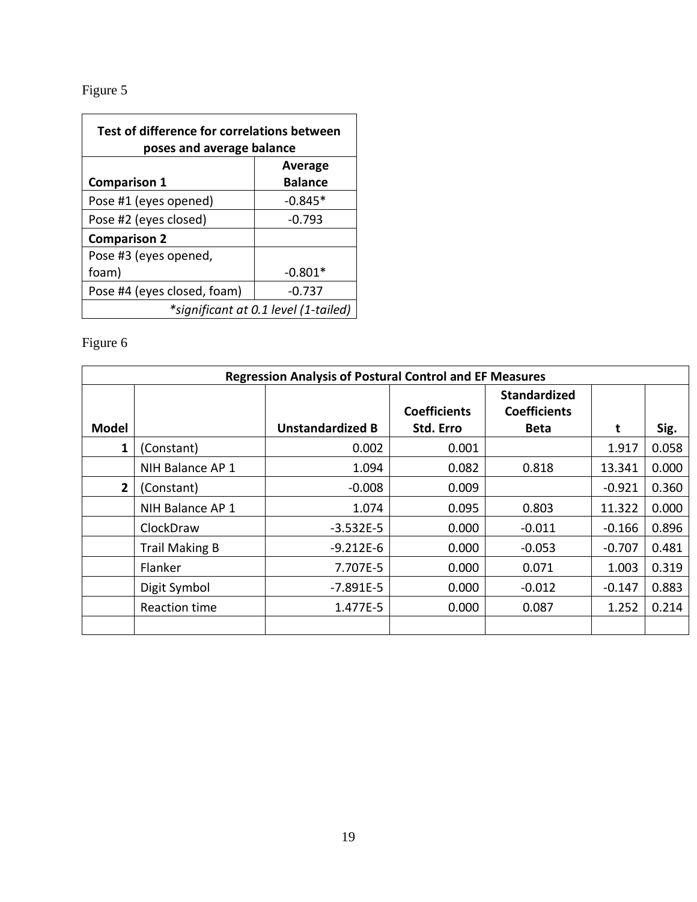Figure 5

| Test of difference for correlations between poses and average balance | |
|---|---|
| **Comparison 1** | **Average Balance** |
| Pose #1 (eyes opened) | -0.845* |
| Pose #2 (eyes closed) | -0.793 |
| **Comparison 2** | |
| Pose #3 (eyes opened, foam) | -0.801* |
| Pose #4 (eyes closed, foam) | -0.737 |
| *\*significant at 0.1 level (1-tailed)* | |

Figure 6

| Regression Analysis of Postural Control and EF Measures | | | | | | |
|---|---|---|---|---|---|---|
| **Model** | | **Unstandardized B** | **Coefficients Std. Erro** | **Standardized Coefficients Beta** | **t** | **Sig.** |
| **1** | (Constant) | 0.002 | 0.001 | | 1.917 | 0.058 |
| | NIH Balance AP 1 | 1.094 | 0.082 | 0.818 | 13.341 | 0.000 |
| **2** | (Constant) | -0.008 | 0.009 | | -0.921 | 0.360 |
| | NIH Balance AP 1 | 1.074 | 0.095 | 0.803 | 11.322 | 0.000 |
| | ClockDraw | -3.532E-5 | 0.000 | -0.011 | -0.166 | 0.896 |
| | Trail Making B | -9.212E-6 | 0.000 | -0.053 | -0.707 | 0.481 |
| | Flanker | 7.707E-5 | 0.000 | 0.071 | 1.003 | 0.319 |
| | Digit Symbol | -7.891E-5 | 0.000 | -0.012 | -0.147 | 0.883 |
| | Reaction time | 1.477E-5 | 0.000 | 0.087 | 1.252 | 0.214 |
| | | | | | | |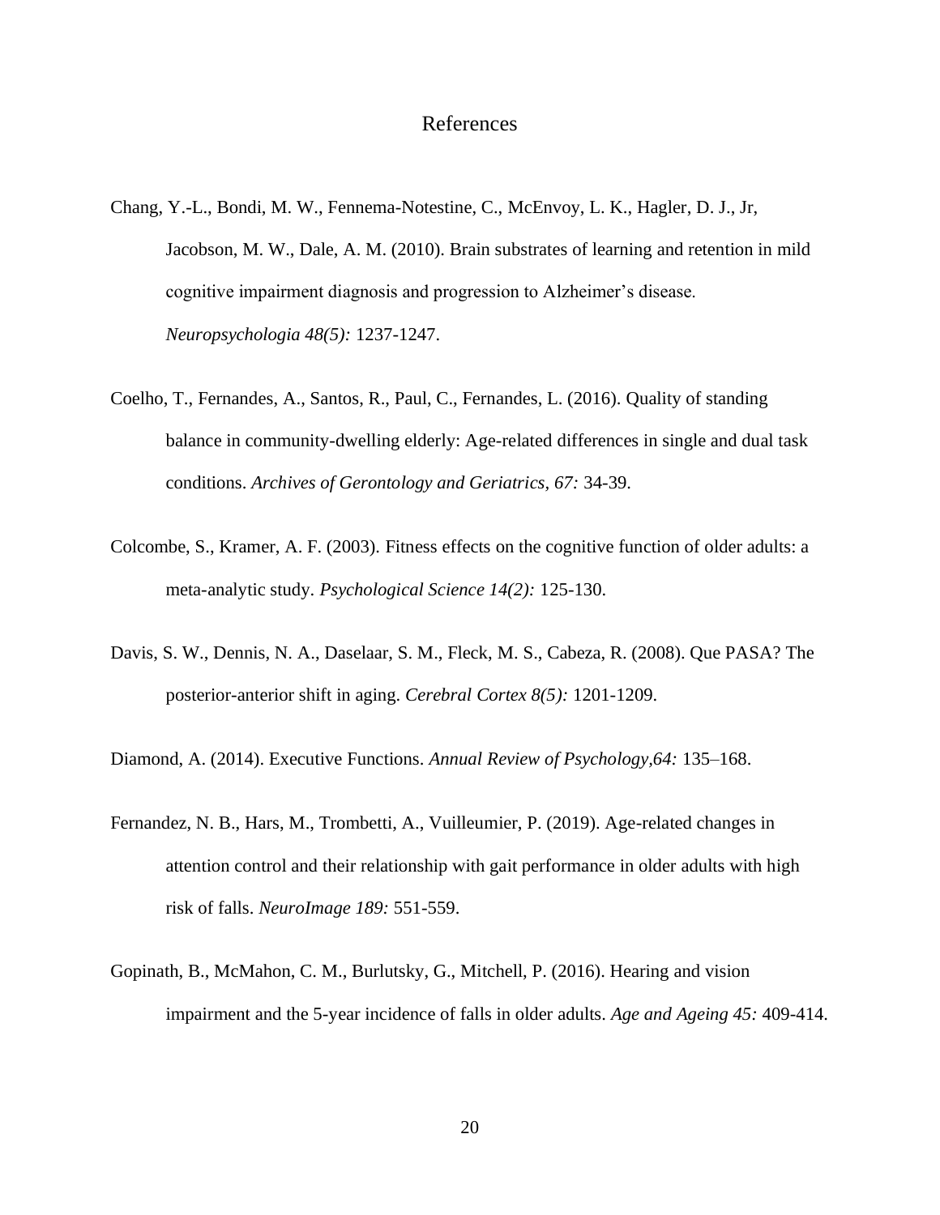# References

Chang, Y.-L., Bondi, M. W., Fennema-Notestine, C., McEnvoy, L. K., Hagler, D. J., Jr, Jacobson, M. W., Dale, A. M. (2010). Brain substrates of learning and retention in mild cognitive impairment diagnosis and progression to Alzheimer's disease. *Neuropsychologia 48(5):* 1237-1247.

Coelho, T., Fernandes, A., Santos, R., Paul, C., Fernandes, L. (2016). Quality of standing balance in community-dwelling elderly: Age-related differences in single and dual task conditions. *Archives of Gerontology and Geriatrics, 67:* 34-39.

Colcombe, S., Kramer, A. F. (2003). Fitness effects on the cognitive function of older adults: a meta-analytic study. *Psychological Science 14(2):* 125-130.

Davis, S. W., Dennis, N. A., Daselaar, S. M., Fleck, M. S., Cabeza, R. (2008). Que PASA? The posterior-anterior shift in aging. *Cerebral Cortex 8(5):* 1201-1209.

Diamond, A. (2014). Executive Functions. *Annual Review of Psychology,64:* 135–168.

Fernandez, N. B., Hars, M., Trombetti, A., Vuilleumier, P. (2019). Age-related changes in attention control and their relationship with gait performance in older adults with high risk of falls. *NeuroImage 189:* 551-559.

Gopinath, B., McMahon, C. M., Burlutsky, G., Mitchell, P. (2016). Hearing and vision impairment and the 5-year incidence of falls in older adults. *Age and Ageing 45:* 409-414.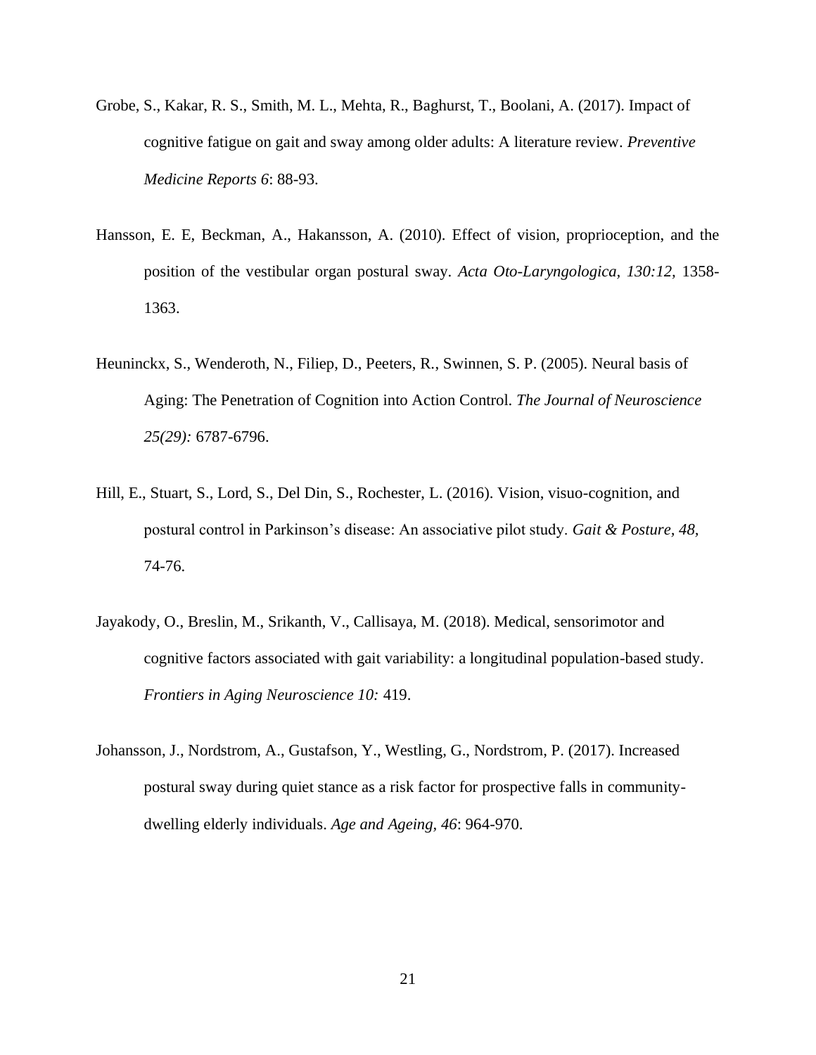Grobe, S., Kakar, R. S., Smith, M. L., Mehta, R., Baghurst, T., Boolani, A. (2017). Impact of cognitive fatigue on gait and sway among older adults: A literature review. *Preventive Medicine Reports 6*: 88-93.

Hansson, E. E, Beckman, A., Hakansson, A. (2010). Effect of vision, proprioception, and the position of the vestibular organ postural sway. *Acta Oto-Laryngologica, 130:12,* 1358-1363.

Heuninckx, S., Wenderoth, N., Filiep, D., Peeters, R., Swinnen, S. P. (2005). Neural basis of Aging: The Penetration of Cognition into Action Control. *The Journal of Neuroscience 25(29):* 6787-6796.

Hill, E., Stuart, S., Lord, S., Del Din, S., Rochester, L. (2016). Vision, visuo-cognition, and postural control in Parkinson's disease: An associative pilot study. *Gait & Posture, 48,* 74-76.

Jayakody, O., Breslin, M., Srikanth, V., Callisaya, M. (2018). Medical, sensorimotor and cognitive factors associated with gait variability: a longitudinal population-based study. *Frontiers in Aging Neuroscience 10:* 419.

Johansson, J., Nordstrom, A., Gustafson, Y., Westling, G., Nordstrom, P. (2017). Increased postural sway during quiet stance as a risk factor for prospective falls in community-dwelling elderly individuals. *Age and Ageing, 46*: 964-970.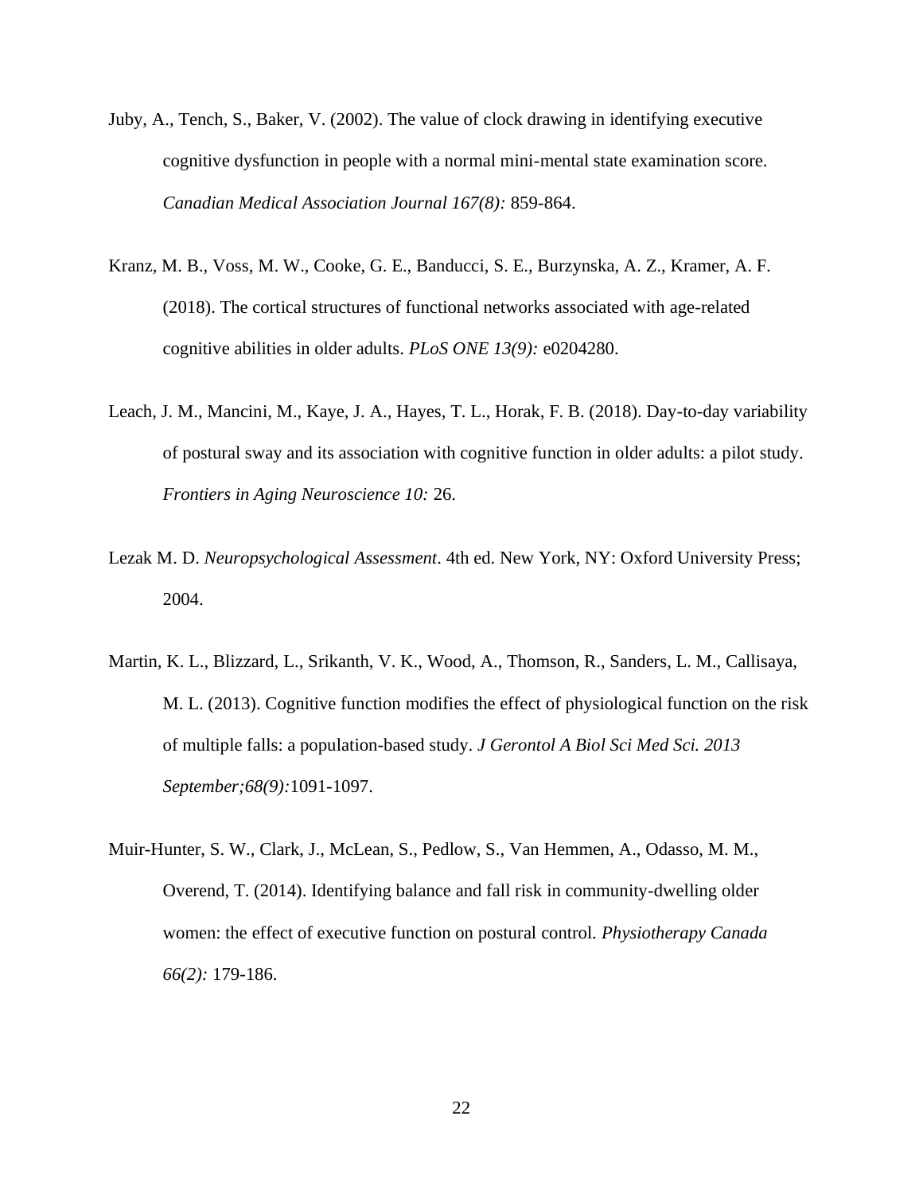Juby, A., Tench, S., Baker, V. (2002). The value of clock drawing in identifying executive cognitive dysfunction in people with a normal mini-mental state examination score. *Canadian Medical Association Journal 167(8):* 859-864.

Kranz, M. B., Voss, M. W., Cooke, G. E., Banducci, S. E., Burzynska, A. Z., Kramer, A. F. (2018). The cortical structures of functional networks associated with age-related cognitive abilities in older adults. *PLoS ONE 13(9):* e0204280.

Leach, J. M., Mancini, M., Kaye, J. A., Hayes, T. L., Horak, F. B. (2018). Day-to-day variability of postural sway and its association with cognitive function in older adults: a pilot study. *Frontiers in Aging Neuroscience 10:* 26.

Lezak M. D. *Neuropsychological Assessment*. 4th ed. New York, NY: Oxford University Press; 2004.

Martin, K. L., Blizzard, L., Srikanth, V. K., Wood, A., Thomson, R., Sanders, L. M., Callisaya, M. L. (2013). Cognitive function modifies the effect of physiological function on the risk of multiple falls: a population-based study. *J Gerontol A Biol Sci Med Sci. 2013 September;68(9):*1091-1097.

Muir-Hunter, S. W., Clark, J., McLean, S., Pedlow, S., Van Hemmen, A., Odasso, M. M., Overend, T. (2014). Identifying balance and fall risk in community-dwelling older women: the effect of executive function on postural control. *Physiotherapy Canada 66(2):* 179-186.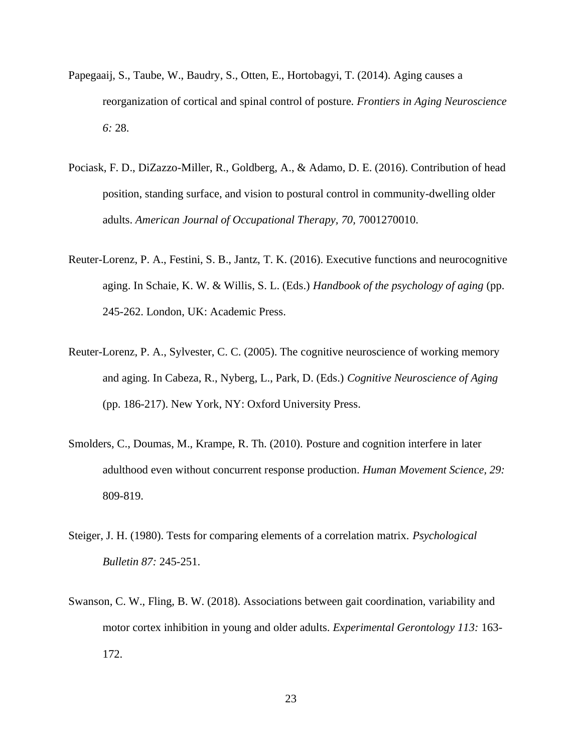Papegaaij, S., Taube, W., Baudry, S., Otten, E., Hortobagyi, T. (2014). Aging causes a reorganization of cortical and spinal control of posture. *Frontiers in Aging Neuroscience 6:* 28.

Pociask, F. D., DiZazzo-Miller, R., Goldberg, A., & Adamo, D. E. (2016). Contribution of head position, standing surface, and vision to postural control in community-dwelling older adults. *American Journal of Occupational Therapy, 70,* 7001270010.

Reuter-Lorenz, P. A., Festini, S. B., Jantz, T. K. (2016). Executive functions and neurocognitive aging. In Schaie, K. W. & Willis, S. L. (Eds.) *Handbook of the psychology of aging* (pp. 245-262. London, UK: Academic Press.

Reuter-Lorenz, P. A., Sylvester, C. C. (2005). The cognitive neuroscience of working memory and aging. In Cabeza, R., Nyberg, L., Park, D. (Eds.) *Cognitive Neuroscience of Aging* (pp. 186-217). New York, NY: Oxford University Press.

Smolders, C., Doumas, M., Krampe, R. Th. (2010). Posture and cognition interfere in later adulthood even without concurrent response production. *Human Movement Science, 29:* 809-819.

Steiger, J. H. (1980). Tests for comparing elements of a correlation matrix. *Psychological Bulletin 87:* 245-251.

Swanson, C. W., Fling, B. W. (2018). Associations between gait coordination, variability and motor cortex inhibition in young and older adults. *Experimental Gerontology 113:* 163-172.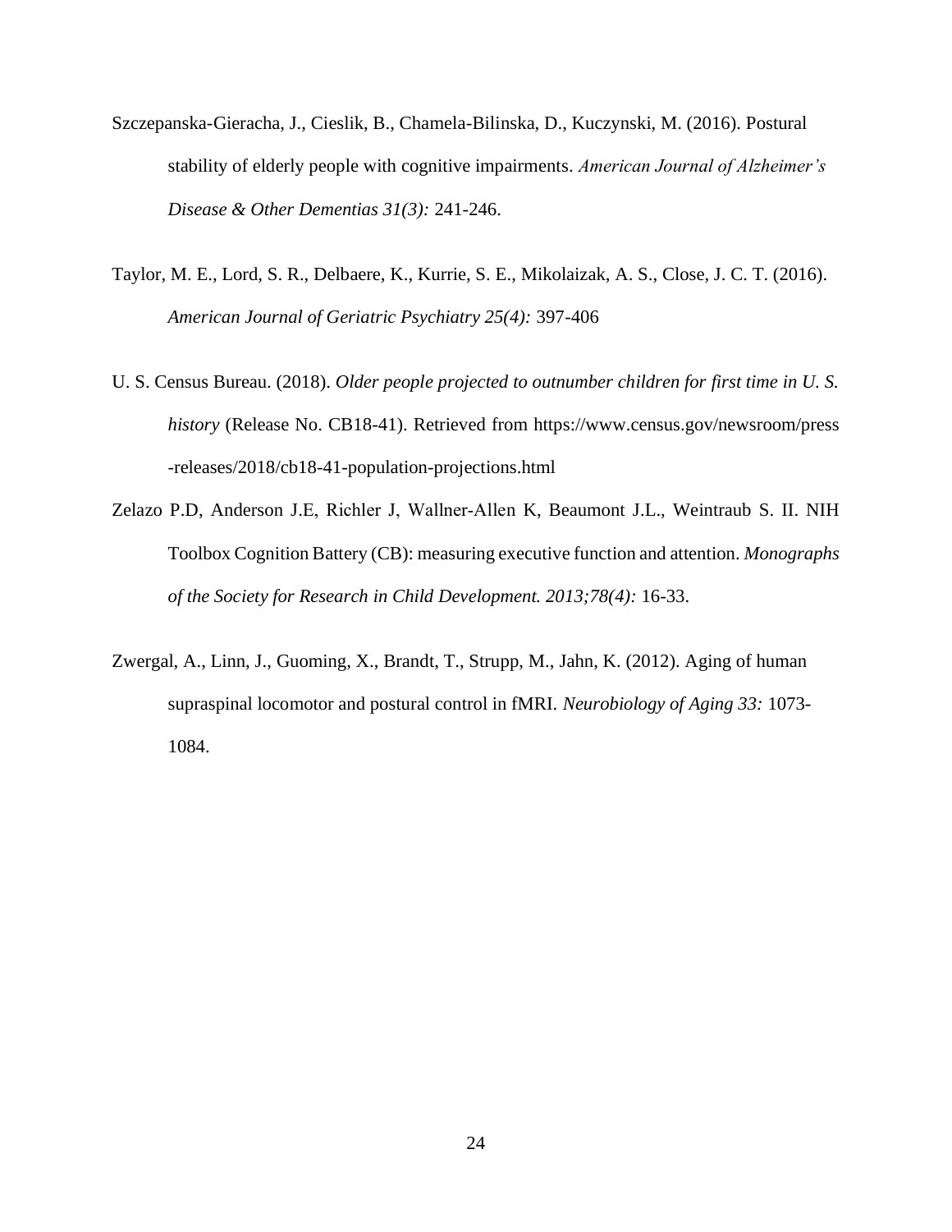Szczepanska-Gieracha, J., Cieslik, B., Chamela-Bilinska, D., Kuczynski, M. (2016). Postural stability of elderly people with cognitive impairments. *American Journal of Alzheimer's Disease & Other Dementias 31(3):* 241-246.

Taylor, M. E., Lord, S. R., Delbaere, K., Kurrie, S. E., Mikolaizak, A. S., Close, J. C. T. (2016). *American Journal of Geriatric Psychiatry 25(4):* 397-406

U. S. Census Bureau. (2018). *Older people projected to outnumber children for first time in U. S. history* (Release No. CB18-41). Retrieved from https://www.census.gov/newsroom/press-releases/2018/cb18-41-population-projections.html

Zelazo P.D, Anderson J.E, Richler J, Wallner-Allen K, Beaumont J.L., Weintraub S. II. NIH Toolbox Cognition Battery (CB): measuring executive function and attention. *Monographs of the Society for Research in Child Development. 2013;78(4):* 16-33.

Zwergal, A., Linn, J., Guoming, X., Brandt, T., Strupp, M., Jahn, K. (2012). Aging of human supraspinal locomotor and postural control in fMRI. *Neurobiology of Aging 33:* 1073-1084.